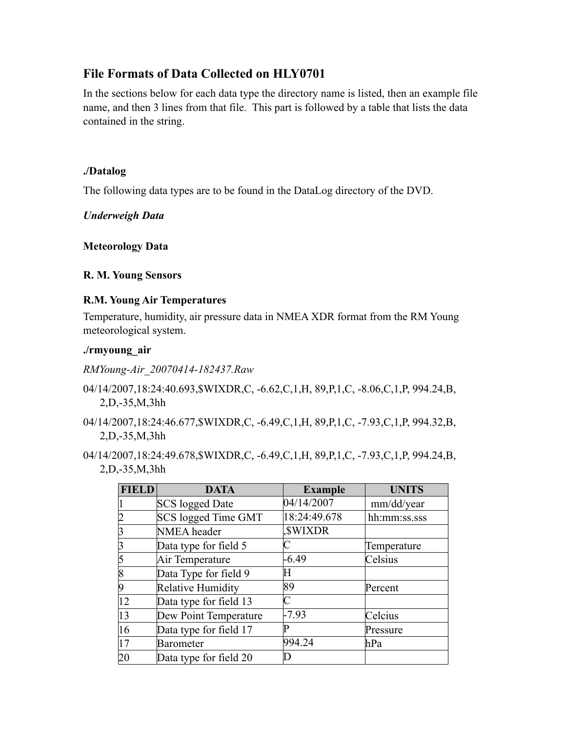## File Formats of Data Collected on HLY0701

In the sections below for each data type the directory name is listed, then an example file name, and then 3 lines from that file. This part is followed by a table that lists the data contained in the string.

### ./Datalog

The following data types are to be found in the DataLog directory of the DVD.

***Underweigh Data***

**Meteorology Data**

**R. M. Young Sensors**

**R.M. Young Air Temperatures**

Temperature, humidity, air pressure data in NMEA XDR format from the RM Young meteorological system.

**./rmyoung_air**

*RMYoung-Air_20070414-182437.Raw*

04/14/2007,18:24:40.693,$WIXDR,C, -6.62,C,1,H, 89,P,1,C, -8.06,C,1,P, 994.24,B, 2,D,-35,M,3hh

04/14/2007,18:24:46.677,$WIXDR,C, -6.49,C,1,H, 89,P,1,C, -7.93,C,1,P, 994.32,B, 2,D,-35,M,3hh

04/14/2007,18:24:49.678,$WIXDR,C, -6.49,C,1,H, 89,P,1,C, -7.93,C,1,P, 994.24,B, 2,D,-35,M,3hh

| FIELD | DATA | Example | UNITS |
|---|---|---|---|
| 1 | SCS logged Date | 04/14/2007 | mm/dd/year |
| 2 | SCS logged Time GMT | 18:24:49.678 | hh:mm:ss.sss |
| 3 | NMEA header | ,$WIXDR | |
| 3 | Data type for field 5 | C | Temperature |
| 5 | Air Temperature | -6.49 | Celsius |
| 8 | Data Type for field 9 | H | |
| 9 | Relative Humidity | 89 | Percent |
| 12 | Data type for field 13 | C | |
| 13 | Dew Point Temperature | -7.93 | Celcius |
| 16 | Data type for field 17 | P | Pressure |
| 17 | Barometer | 994.24 | hPa |
| 20 | Data type for field 20 | D | |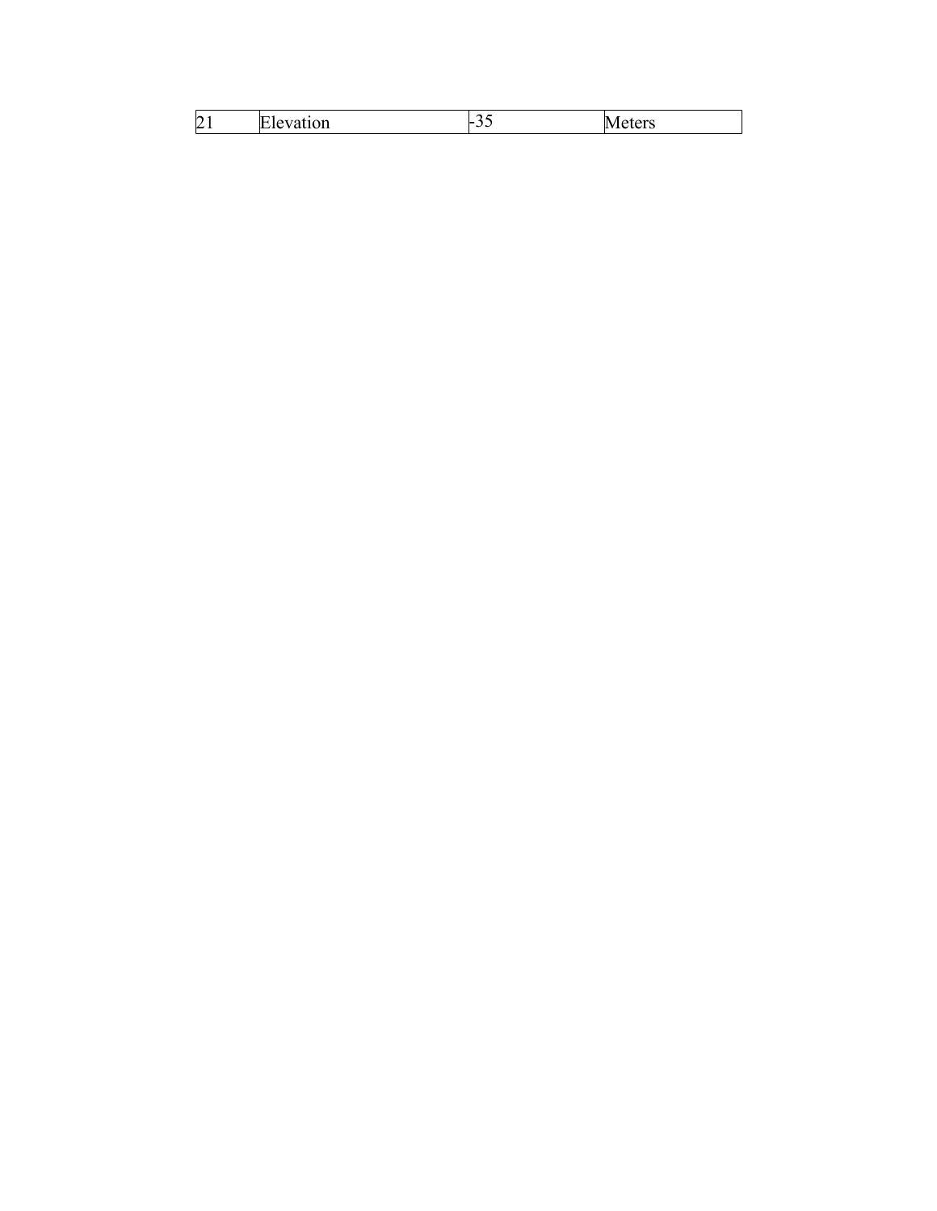| 21 | Elevation | -35 | Meters |
|---|---|---|---|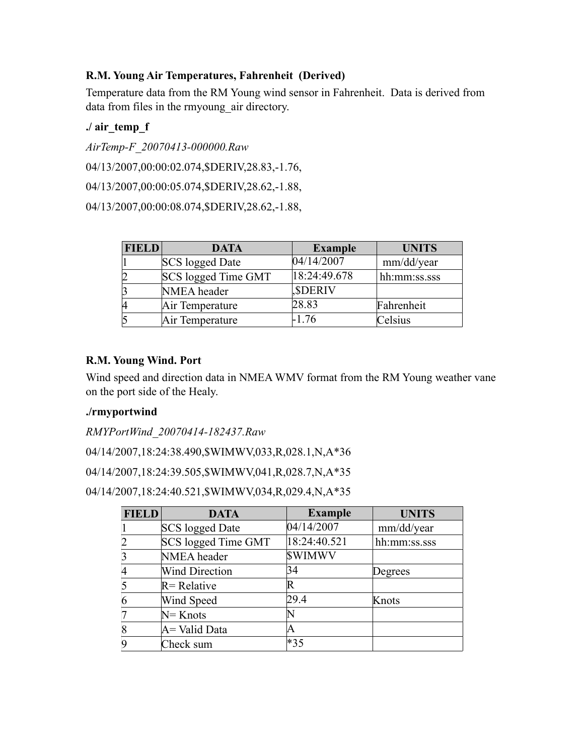**R.M. Young Air Temperatures, Fahrenheit (Derived)**

Temperature data from the RM Young wind sensor in Fahrenheit. Data is derived from data from files in the rmyoung_air directory.

**./ air_temp_f**

*AirTemp-F_20070413-000000.Raw*

04/13/2007,00:00:02.074,$DERIV,28.83,-1.76,

04/13/2007,00:00:05.074,$DERIV,28.62,-1.88,

04/13/2007,00:00:08.074,$DERIV,28.62,-1.88,

| FIELD | DATA | Example | UNITS |
|---|---|---|---|
| 1 | SCS logged Date | 04/14/2007 | mm/dd/year |
| 2 | SCS logged Time GMT | 18:24:49.678 | hh:mm:ss.sss |
| 3 | NMEA header | ,$DERIV | |
| 4 | Air Temperature | 28.83 | Fahrenheit |
| 5 | Air Temperature | -1.76 | Celsius |

**R.M. Young Wind. Port**

Wind speed and direction data in NMEA WMV format from the RM Young weather vane on the port side of the Healy.

**./rmyportwind**

*RMYPortWind_20070414-182437.Raw*

04/14/2007,18:24:38.490,$WIMWV,033,R,028.1,N,A*36

04/14/2007,18:24:39.505,$WIMWV,041,R,028.7,N,A*35

04/14/2007,18:24:40.521,$WIMWV,034,R,029.4,N,A*35

| FIELD | DATA | Example | UNITS |
|---|---|---|---|
| 1 | SCS logged Date | 04/14/2007 | mm/dd/year |
| 2 | SCS logged Time GMT | 18:24:40.521 | hh:mm:ss.sss |
| 3 | NMEA header | $WIMWV | |
| 4 | Wind Direction | 34 | Degrees |
| 5 | R= Relative | R | |
| 6 | Wind Speed | 29.4 | Knots |
| 7 | N= Knots | N | |
| 8 | A= Valid Data | A | |
| 9 | Check sum | *35 | |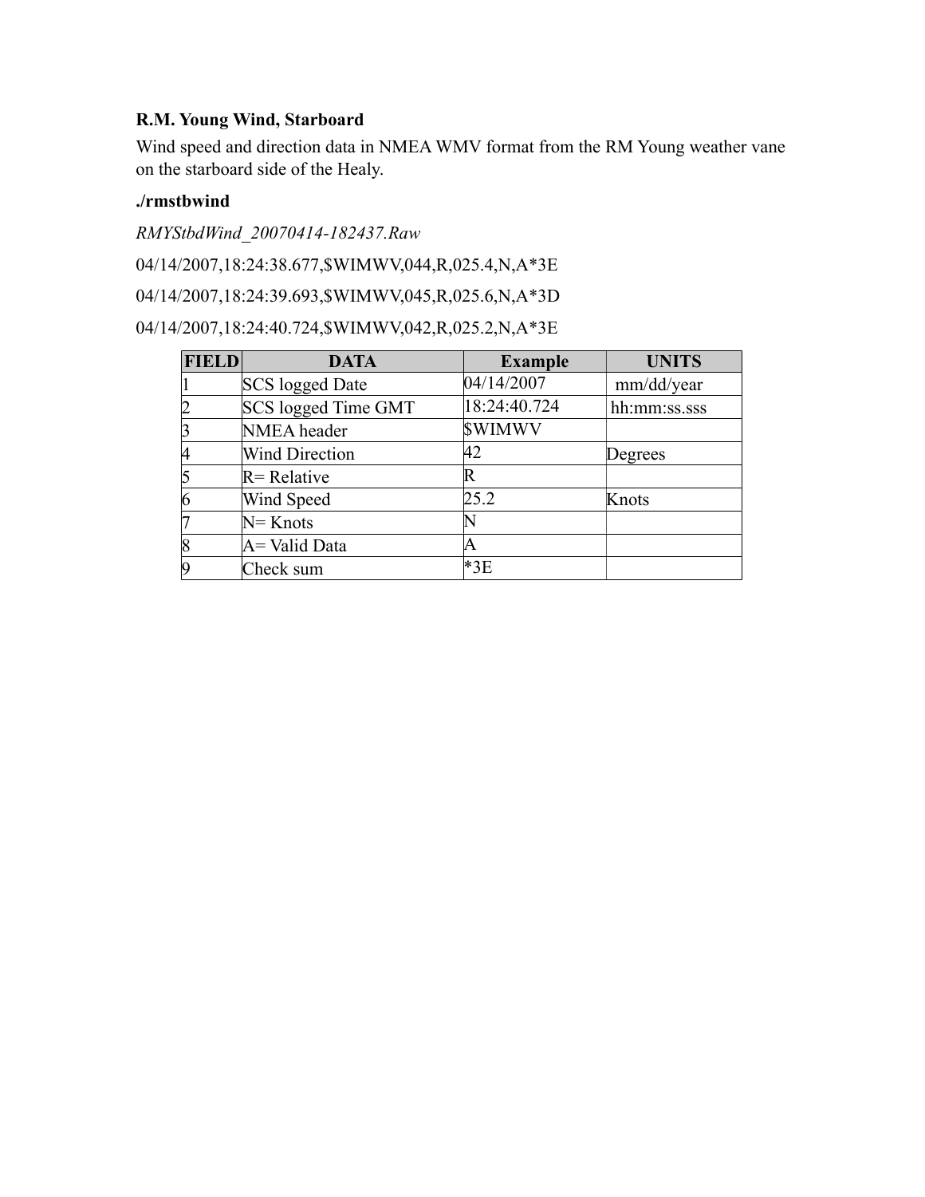**R.M. Young Wind, Starboard**

Wind speed and direction data in NMEA WMV format from the RM Young weather vane on the starboard side of the Healy.

**./rmstbwind**

*RMYStbdWind_20070414-182437.Raw*

04/14/2007,18:24:38.677,$WIMWV,044,R,025.4,N,A*3E

04/14/2007,18:24:39.693,$WIMWV,045,R,025.6,N,A*3D

04/14/2007,18:24:40.724,$WIMWV,042,R,025.2,N,A*3E

| FIELD | DATA | Example | UNITS |
|---|---|---|---|
| 1 | SCS logged Date | 04/14/2007 | mm/dd/year |
| 2 | SCS logged Time GMT | 18:24:40.724 | hh:mm:ss.sss |
| 3 | NMEA header | $WIMWV | |
| 4 | Wind Direction | 42 | Degrees |
| 5 | R= Relative | R | |
| 6 | Wind Speed | 25.2 | Knots |
| 7 | N= Knots | N | |
| 8 | A= Valid Data | A | |
| 9 | Check sum | *3E | |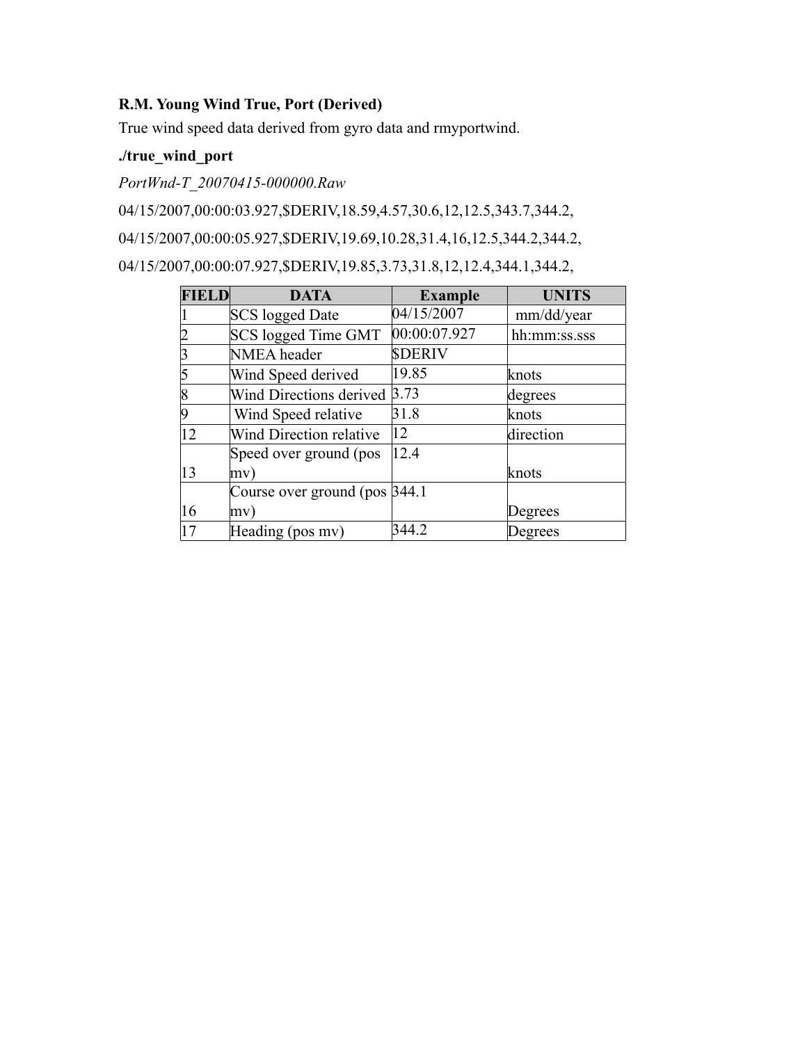**R.M. Young Wind True, Port (Derived)**

True wind speed data derived from gyro data and rmyportwind.

**./true_wind_port**

*PortWnd-T_20070415-000000.Raw*

04/15/2007,00:00:03.927,$DERIV,18.59,4.57,30.6,12,12.5,343.7,344.2,

04/15/2007,00:00:05.927,$DERIV,19.69,10.28,31.4,16,12.5,344.2,344.2,

04/15/2007,00:00:07.927,$DERIV,19.85,3.73,31.8,12,12.4,344.1,344.2,

| FIELD | DATA | Example | UNITS |
|---|---|---|---|
| 1 | SCS logged Date | 04/15/2007 | mm/dd/year |
| 2 | SCS logged Time GMT | 00:00:07.927 | hh:mm:ss.sss |
| 3 | NMEA header | $DERIV | |
| 5 | Wind Speed derived | 19.85 | knots |
| 8 | Wind Directions derived | 3.73 | degrees |
| 9 | Wind Speed relative | 31.8 | knots |
| 12 | Wind Direction relative | 12 | direction |
| 13 | Speed over ground (pos mv) | 12.4 | knots |
| 16 | Course over ground (pos mv) | 344.1 | Degrees |
| 17 | Heading (pos mv) | 344.2 | Degrees |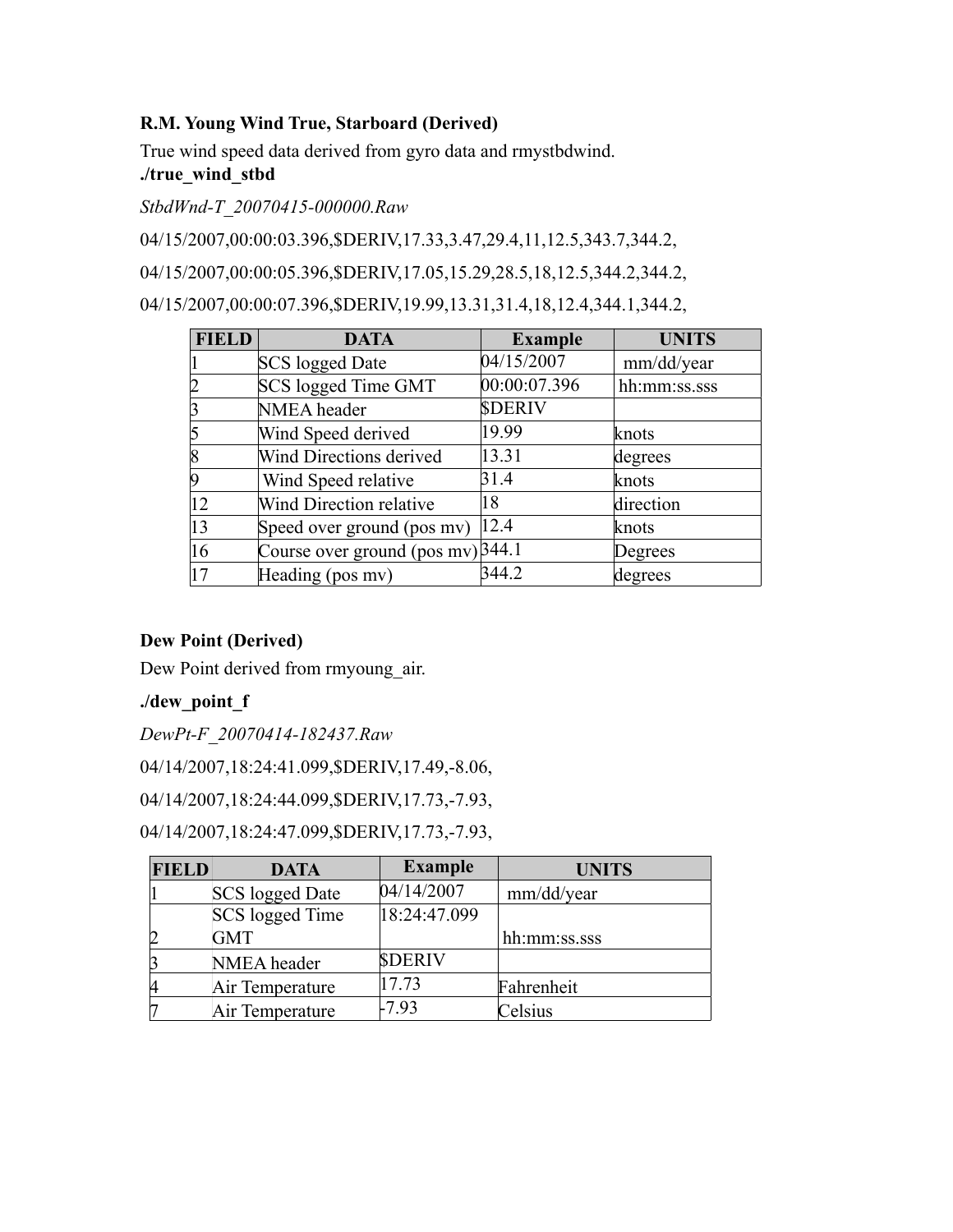**R.M. Young Wind True, Starboard (Derived)**

True wind speed data derived from gyro data and rmystbdwind.

**./true_wind_stbd**

*StbdWnd-T_20070415-000000.Raw*

04/15/2007,00:00:03.396,$DERIV,17.33,3.47,29.4,11,12.5,343.7,344.2,

04/15/2007,00:00:05.396,$DERIV,17.05,15.29,28.5,18,12.5,344.2,344.2,

04/15/2007,00:00:07.396,$DERIV,19.99,13.31,31.4,18,12.4,344.1,344.2,

| FIELD | DATA | Example | UNITS |
|---|---|---|---|
| 1 | SCS logged Date | 04/15/2007 | mm/dd/year |
| 2 | SCS logged Time GMT | 00:00:07.396 | hh:mm:ss.sss |
| 3 | NMEA header | $DERIV | |
| 5 | Wind Speed derived | 19.99 | knots |
| 8 | Wind Directions derived | 13.31 | degrees |
| 9 | Wind Speed relative | 31.4 | knots |
| 12 | Wind Direction relative | 18 | direction |
| 13 | Speed over ground (pos mv) | 12.4 | knots |
| 16 | Course over ground (pos mv) | 344.1 | Degrees |
| 17 | Heading (pos mv) | 344.2 | degrees |

**Dew Point (Derived)**

Dew Point derived from rmyoung_air.

**./dew_point_f**

*DewPt-F_20070414-182437.Raw*

04/14/2007,18:24:41.099,$DERIV,17.49,-8.06,

04/14/2007,18:24:44.099,$DERIV,17.73,-7.93,

04/14/2007,18:24:47.099,$DERIV,17.73,-7.93,

| FIELD | DATA | Example | UNITS |
|---|---|---|---|
| 1 | SCS logged Date | 04/14/2007 | mm/dd/year |
| 2 | SCS logged Time GMT | 18:24:47.099 | hh:mm:ss.sss |
| 3 | NMEA header | $DERIV | |
| 4 | Air Temperature | 17.73 | Fahrenheit |
| 7 | Air Temperature | -7.93 | Celsius |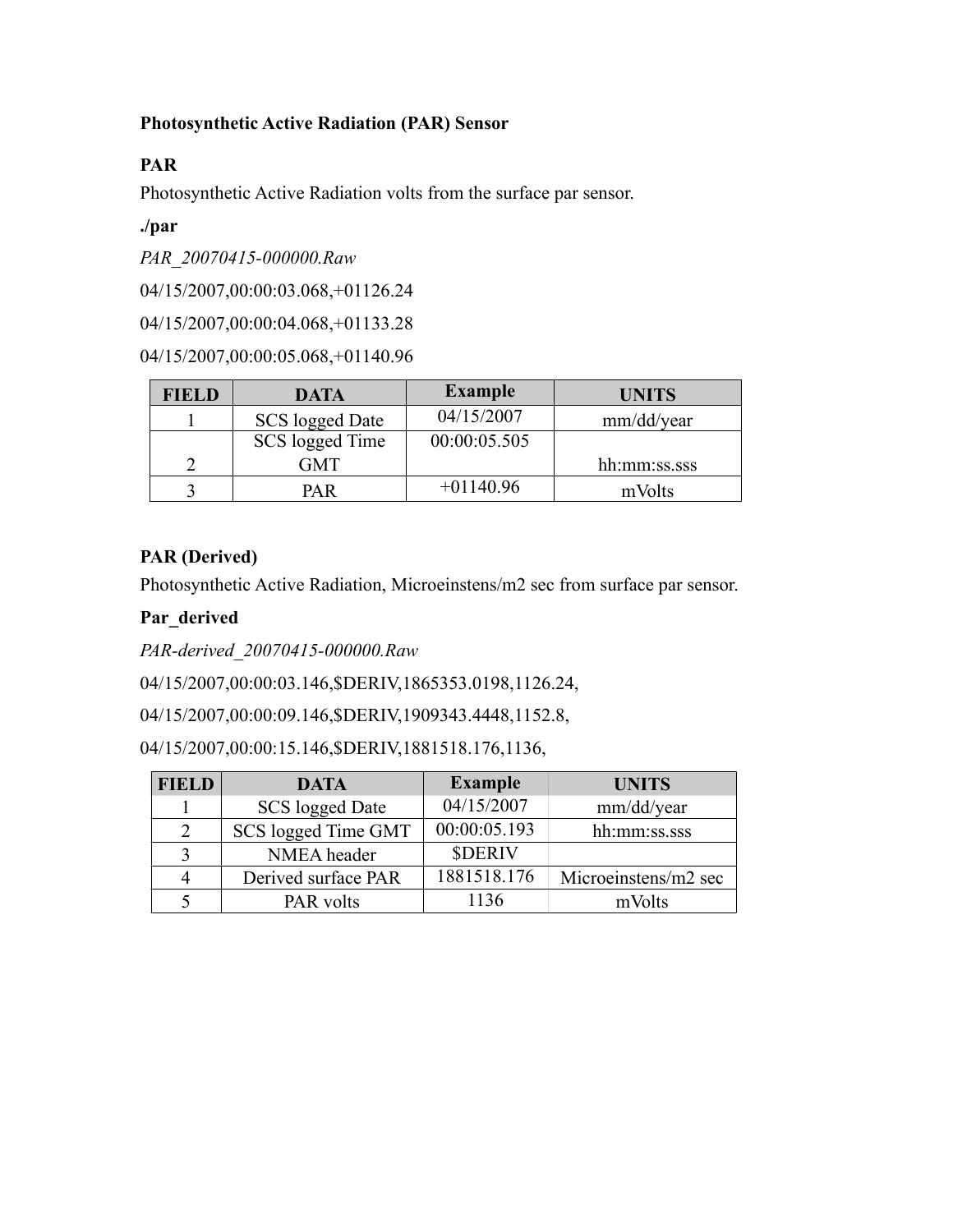**Photosynthetic Active Radiation (PAR) Sensor**

**PAR**

Photosynthetic Active Radiation volts from the surface par sensor.

**./par**

*PAR_20070415-000000.Raw*

04/15/2007,00:00:03.068,+01126.24

04/15/2007,00:00:04.068,+01133.28

04/15/2007,00:00:05.068,+01140.96

| FIELD | DATA | Example | UNITS |
|---|---|---|---|
| 1 | SCS logged Date | 04/15/2007 | mm/dd/year |
| 2 | SCS logged Time GMT | 00:00:05.505 | hh:mm:ss.sss |
| 3 | PAR | +01140.96 | mVolts |

**PAR (Derived)**

Photosynthetic Active Radiation, Microeinstens/m2 sec from surface par sensor.

**Par_derived**

*PAR-derived_20070415-000000.Raw*

04/15/2007,00:00:03.146,$DERIV,1865353.0198,1126.24,

04/15/2007,00:00:09.146,$DERIV,1909343.4448,1152.8,

04/15/2007,00:00:15.146,$DERIV,1881518.176,1136,

| FIELD | DATA | Example | UNITS |
|---|---|---|---|
| 1 | SCS logged Date | 04/15/2007 | mm/dd/year |
| 2 | SCS logged Time GMT | 00:00:05.193 | hh:mm:ss.sss |
| 3 | NMEA header | $DERIV | |
| 4 | Derived surface PAR | 1881518.176 | Microeinstens/m2 sec |
| 5 | PAR volts | 1136 | mVolts |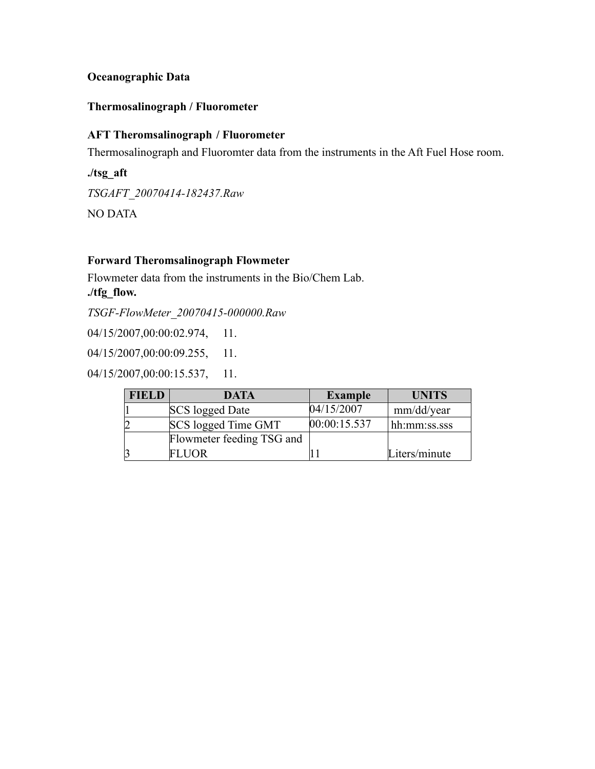**Oceanographic Data**

**Thermosalinograph / Fluorometer**

**AFT Theromsalinograph / Fluorometer**

Thermosalinograph and Fluoromter data from the instruments in the Aft Fuel Hose room.

**./tsg_aft**

*TSGAFT_20070414-182437.Raw*

NO DATA

**Forward Theromsalinograph Flowmeter**

Flowmeter data from the instruments in the Bio/Chem Lab.

**./tfg_flow.**

*TSGF-FlowMeter_20070415-000000.Raw*

04/15/2007,00:00:02.974,     11.

04/15/2007,00:00:09.255,     11.

04/15/2007,00:00:15.537,     11.

| FIELD | DATA | Example | UNITS |
|---|---|---|---|
| 1 | SCS logged Date | 04/15/2007 | mm/dd/year |
| 2 | SCS logged Time GMT | 00:00:15.537 | hh:mm:ss.sss |
| 3 | Flowmeter feeding TSG and FLUOR | 11 | Liters/minute |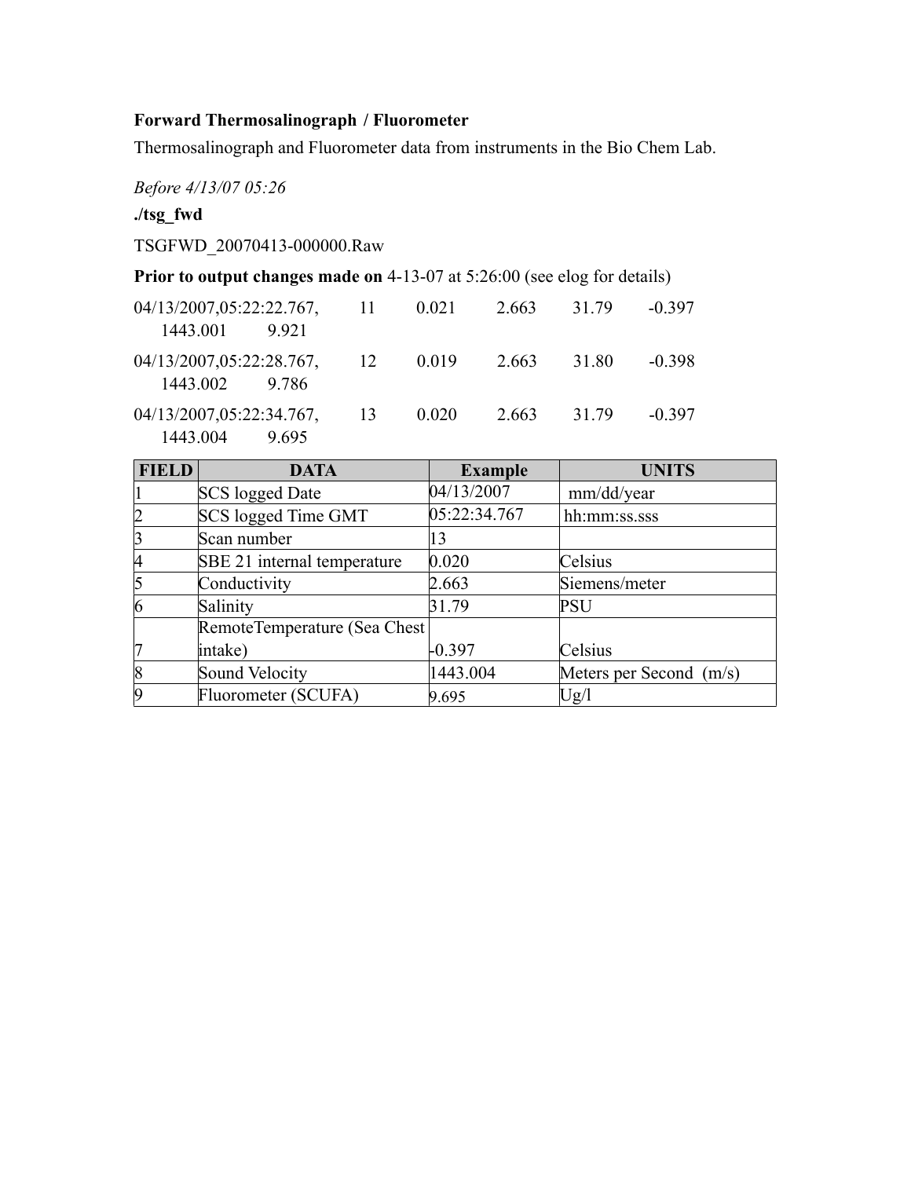**Forward Thermosalinograph / Fluorometer**

Thermosalinograph and Fluorometer data from instruments in the Bio Chem Lab.

*Before 4/13/07 05:26*

**./tsg_fwd**

TSGFWD_20070413-000000.Raw

**Prior to output changes made on** 4-13-07 at 5:26:00 (see elog for details)

```
04/13/2007,05:22:22.767,    11    0.021    2.663    31.79    -0.397
    1443.001    9.921
04/13/2007,05:22:28.767,    12    0.019    2.663    31.80    -0.398
    1443.002    9.786
04/13/2007,05:22:34.767,    13    0.020    2.663    31.79    -0.397
    1443.004    9.695
```

| FIELD | DATA | Example | UNITS |
|---|---|---|---|
| 1 | SCS logged Date | 04/13/2007 | mm/dd/year |
| 2 | SCS logged Time GMT | 05:22:34.767 | hh:mm:ss.sss |
| 3 | Scan number | 13 | |
| 4 | SBE 21 internal temperature | 0.020 | Celsius |
| 5 | Conductivity | 2.663 | Siemens/meter |
| 6 | Salinity | 31.79 | PSU |
| 7 | RemoteTemperature (Sea Chest intake) | -0.397 | Celsius |
| 8 | Sound Velocity | 1443.004 | Meters per Second (m/s) |
| 9 | Fluorometer (SCUFA) | 9.695 | Ug/l |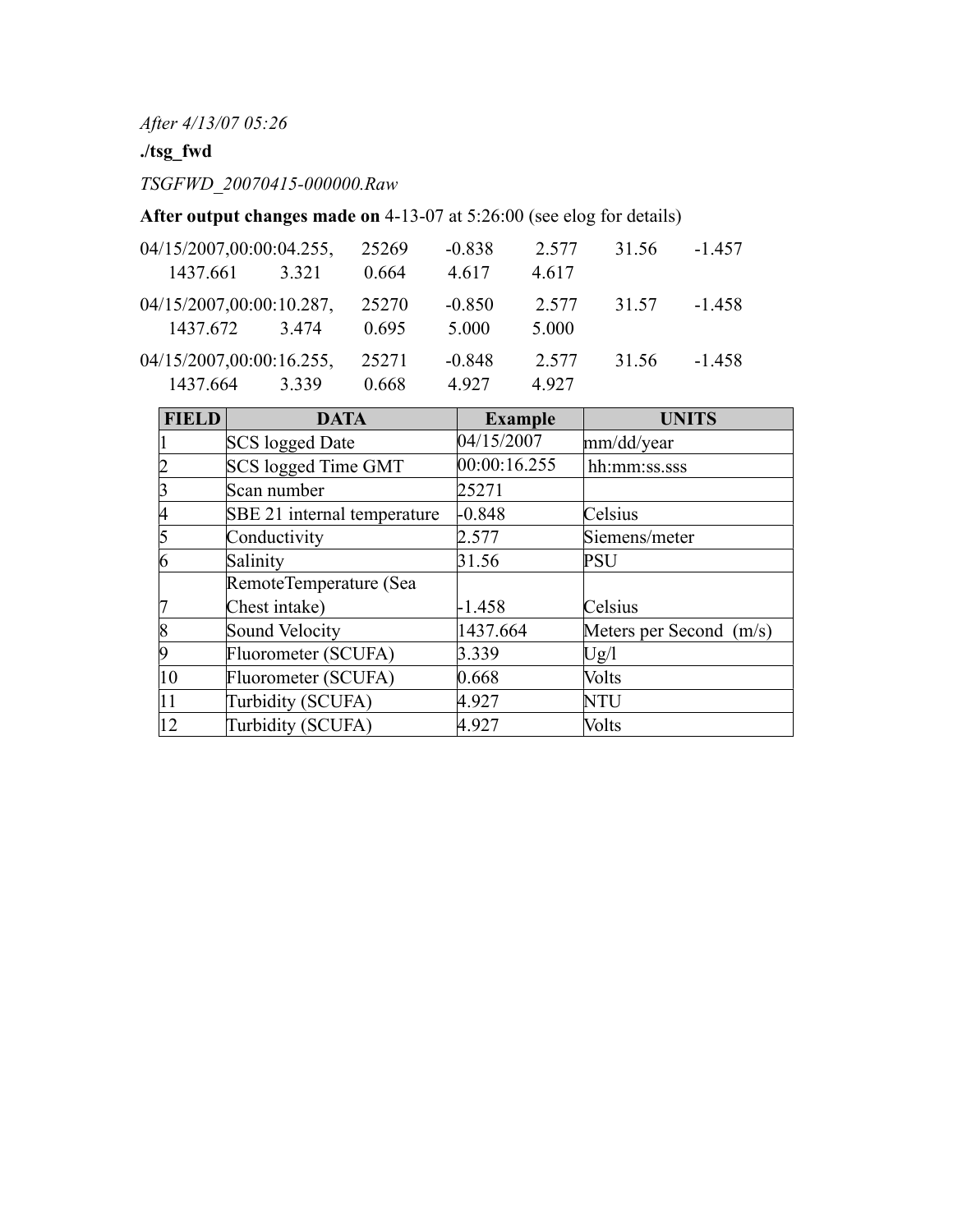*After 4/13/07 05:26*

**./tsg_fwd**

*TSGFWD_20070415-000000.Raw*

**After output changes made on** 4-13-07 at 5:26:00 (see elog for details)

```
04/15/2007,00:00:04.255,    25269    -0.838    2.577    31.56    -1.457
    1437.661    3.321    0.664    4.617    4.617

04/15/2007,00:00:10.287,    25270    -0.850    2.577    31.57    -1.458
    1437.672    3.474    0.695    5.000    5.000

04/15/2007,00:00:16.255,    25271    -0.848    2.577    31.56    -1.458
    1437.664    3.339    0.668    4.927    4.927
```

| FIELD | DATA | Example | UNITS |
|---|---|---|---|
| 1 | SCS logged Date | 04/15/2007 | mm/dd/year |
| 2 | SCS logged Time GMT | 00:00:16.255 | hh:mm:ss.sss |
| 3 | Scan number | 25271 | |
| 4 | SBE 21 internal temperature | -0.848 | Celsius |
| 5 | Conductivity | 2.577 | Siemens/meter |
| 6 | Salinity | 31.56 | PSU |
| 7 | RemoteTemperature (Sea Chest intake) | -1.458 | Celsius |
| 8 | Sound Velocity | 1437.664 | Meters per Second (m/s) |
| 9 | Fluorometer (SCUFA) | 3.339 | Ug/l |
| 10 | Fluorometer (SCUFA) | 0.668 | Volts |
| 11 | Turbidity (SCUFA) | 4.927 | NTU |
| 12 | Turbidity (SCUFA) | 4.927 | Volts |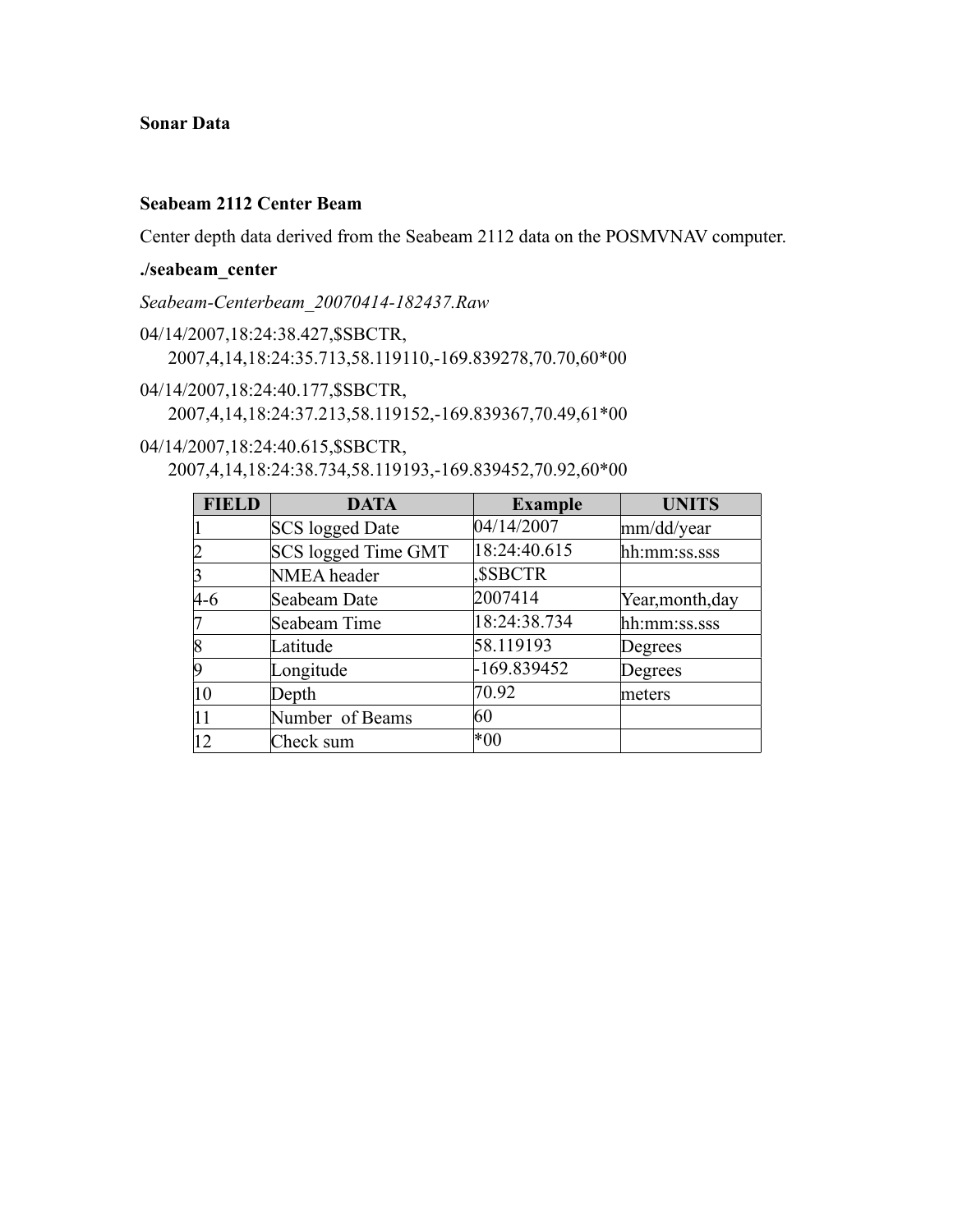**Sonar Data**

**Seabeam 2112 Center Beam**

Center depth data derived from the Seabeam 2112 data on the POSMVNAV computer.

**./seabeam_center**

*Seabeam-Centerbeam_20070414-182437.Raw*

04/14/2007,18:24:38.427,$SBCTR,
2007,4,14,18:24:35.713,58.119110,-169.839278,70.70,60*00

04/14/2007,18:24:40.177,$SBCTR,
2007,4,14,18:24:37.213,58.119152,-169.839367,70.49,61*00

04/14/2007,18:24:40.615,$SBCTR,
2007,4,14,18:24:38.734,58.119193,-169.839452,70.92,60*00

| FIELD | DATA | Example | UNITS |
|---|---|---|---|
| 1 | SCS logged Date | 04/14/2007 | mm/dd/year |
| 2 | SCS logged Time GMT | 18:24:40.615 | hh:mm:ss.sss |
| 3 | NMEA header | ,$SBCTR | |
| 4-6 | Seabeam Date | 2007414 | Year,month,day |
| 7 | Seabeam Time | 18:24:38.734 | hh:mm:ss.sss |
| 8 | Latitude | 58.119193 | Degrees |
| 9 | Longitude | -169.839452 | Degrees |
| 10 | Depth | 70.92 | meters |
| 11 | Number of Beams | 60 | |
| 12 | Check sum | *00 | |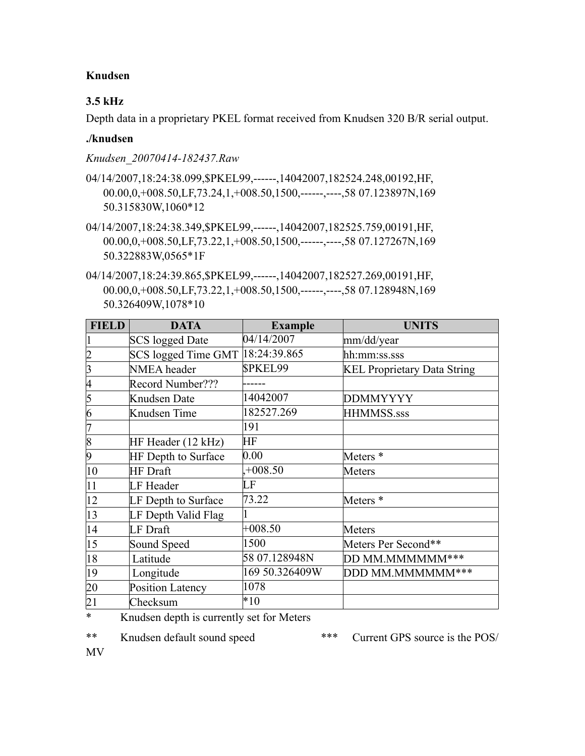**Knudsen**

**3.5 kHz**

Depth data in a proprietary PKEL format received from Knudsen 320 B/R serial output.

**./knudsen**

*Knudsen_20070414-182437.Raw*

04/14/2007,18:24:38.099,$PKEL99,------,14042007,182524.248,00192,HF,00.00,0,+008.50,LF,73.24,1,+008.50,1500,------,----,58 07.123897N,169 50.315830W,1060*12

04/14/2007,18:24:38.349,$PKEL99,------,14042007,182525.759,00191,HF,00.00,0,+008.50,LF,73.22,1,+008.50,1500,------,----,58 07.127267N,169 50.322883W,0565*1F

04/14/2007,18:24:39.865,$PKEL99,------,14042007,182527.269,00191,HF,00.00,0,+008.50,LF,73.22,1,+008.50,1500,------,----,58 07.128948N,169 50.326409W,1078*10

| FIELD | DATA | Example | UNITS |
|---|---|---|---|
| 1 | SCS logged Date | 04/14/2007 | mm/dd/year |
| 2 | SCS logged Time GMT | 18:24:39.865 | hh:mm:ss.sss |
| 3 | NMEA header | $PKEL99 | KEL Proprietary Data String |
| 4 | Record Number??? | ------ | |
| 5 | Knudsen Date | 14042007 | DDMMYYYY |
| 6 | Knudsen Time | 182527.269 | HHMMSS.sss |
| 7 | | 191 | |
| 8 | HF Header (12 kHz) | HF | |
| 9 | HF Depth to Surface | 0.00 | Meters * |
| 10 | HF Draft | ,+008.50 | Meters |
| 11 | LF Header | LF | |
| 12 | LF Depth to Surface | 73.22 | Meters * |
| 13 | LF Depth Valid Flag | 1 | |
| 14 | LF Draft | +008.50 | Meters |
| 15 | Sound Speed | 1500 | Meters Per Second** |
| 18 | Latitude | 58 07.128948N | DD MM.MMMMMM*** |
| 19 | Longitude | 169 50.326409W | DDD MM.MMMMMM*** |
| 20 | Position Latency | 1078 | |
| 21 | Checksum | *10 | |

\* Knudsen depth is currently set for Meters

** Knudsen default sound speed

*** Current GPS source is the POS/MV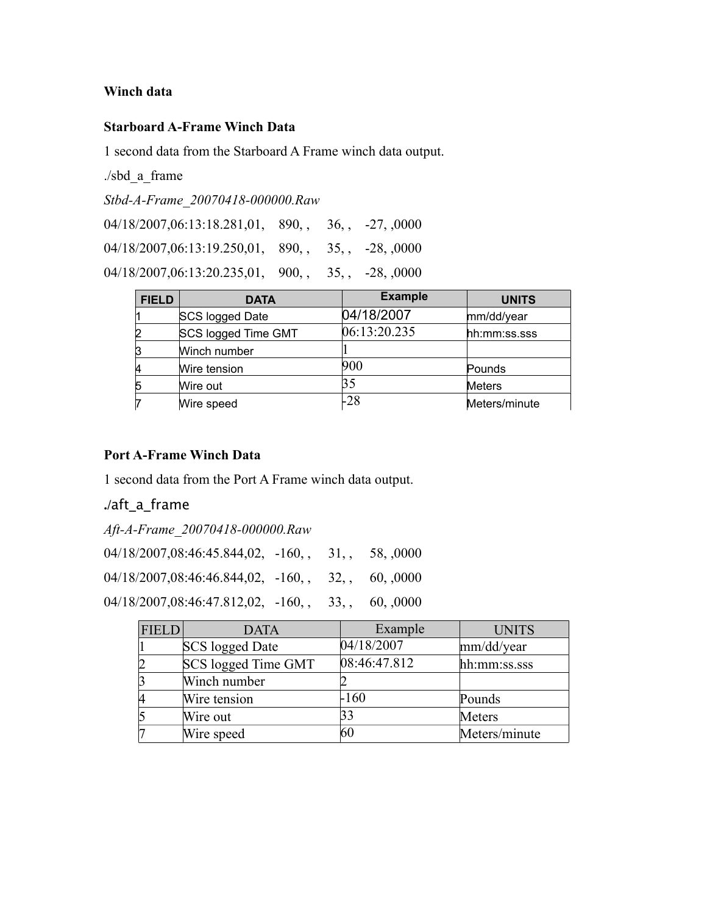**Winch data**

**Starboard A-Frame Winch Data**

1 second data from the Starboard A Frame winch data output.

./sbd_a_frame

*Stbd-A-Frame_20070418-000000.Raw*

04/18/2007,06:13:18.281,01,    890, ,     36, ,    -27, ,0000

04/18/2007,06:13:19.250,01,    890, ,     35, ,    -28, ,0000

04/18/2007,06:13:20.235,01,    900, ,     35, ,    -28, ,0000

| FIELD | DATA | Example | UNITS |
|---|---|---|---|
| 1 | SCS logged Date | 04/18/2007 | mm/dd/year |
| 2 | SCS logged Time GMT | 06:13:20.235 | hh:mm:ss.sss |
| 3 | Winch number | 1 | |
| 4 | Wire tension | 900 | Pounds |
| 5 | Wire out | 35 | Meters |
| 7 | Wire speed | -28 | Meters/minute |

**Port A-Frame Winch Data**

1 second data from the Port A Frame winch data output.

./aft_a_frame

*Aft-A-Frame_20070418-000000.Raw*

04/18/2007,08:46:45.844,02,   -160, ,     31, ,     58, ,0000

04/18/2007,08:46:46.844,02,   -160, ,     32, ,     60, ,0000

04/18/2007,08:46:47.812,02,   -160, ,     33, ,     60, ,0000

| FIELD | DATA | Example | UNITS |
|---|---|---|---|
| 1 | SCS logged Date | 04/18/2007 | mm/dd/year |
| 2 | SCS logged Time GMT | 08:46:47.812 | hh:mm:ss.sss |
| 3 | Winch number | 2 | |
| 4 | Wire tension | -160 | Pounds |
| 5 | Wire out | 33 | Meters |
| 7 | Wire speed | 60 | Meters/minute |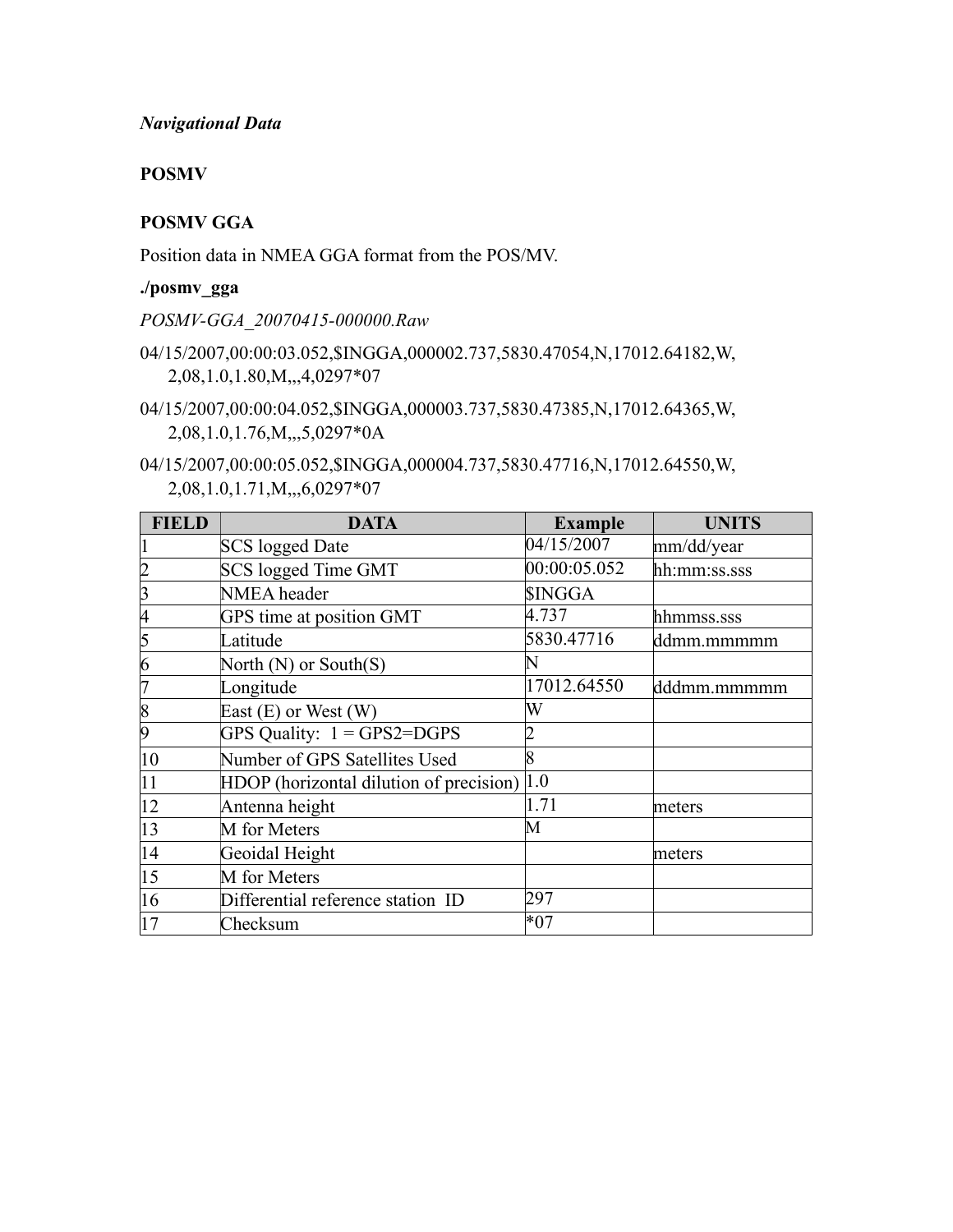*Navigational Data*

**POSMV**

**POSMV GGA**

Position data in NMEA GGA format from the POS/MV.

**./posmv_gga**

*POSMV-GGA_20070415-000000.Raw*

04/15/2007,00:00:03.052,$INGGA,000002.737,5830.47054,N,17012.64182,W,
2,08,1.0,1.80,M,,,4,0297*07

04/15/2007,00:00:04.052,$INGGA,000003.737,5830.47385,N,17012.64365,W,
2,08,1.0,1.76,M,,,5,0297*0A

04/15/2007,00:00:05.052,$INGGA,000004.737,5830.47716,N,17012.64550,W,
2,08,1.0,1.71,M,,,6,0297*07

| FIELD | DATA | Example | UNITS |
|---|---|---|---|
| 1 | SCS logged Date | 04/15/2007 | mm/dd/year |
| 2 | SCS logged Time GMT | 00:00:05.052 | hh:mm:ss.sss |
| 3 | NMEA header | $INGGA | |
| 4 | GPS time at position GMT | 4.737 | hhmmss.sss |
| 5 | Latitude | 5830.47716 | ddmm.mmmmm |
| 6 | North (N) or South(S) | N | |
| 7 | Longitude | 17012.64550 | dddmm.mmmmm |
| 8 | East (E) or West (W) | W | |
| 9 | GPS Quality: 1 = GPS2=DGPS | 2 | |
| 10 | Number of GPS Satellites Used | 8 | |
| 11 | HDOP (horizontal dilution of precision) | 1.0 | |
| 12 | Antenna height | 1.71 | meters |
| 13 | M for Meters | M | |
| 14 | Geoidal Height | | meters |
| 15 | M for Meters | | |
| 16 | Differential reference station ID | 297 | |
| 17 | Checksum | *07 | |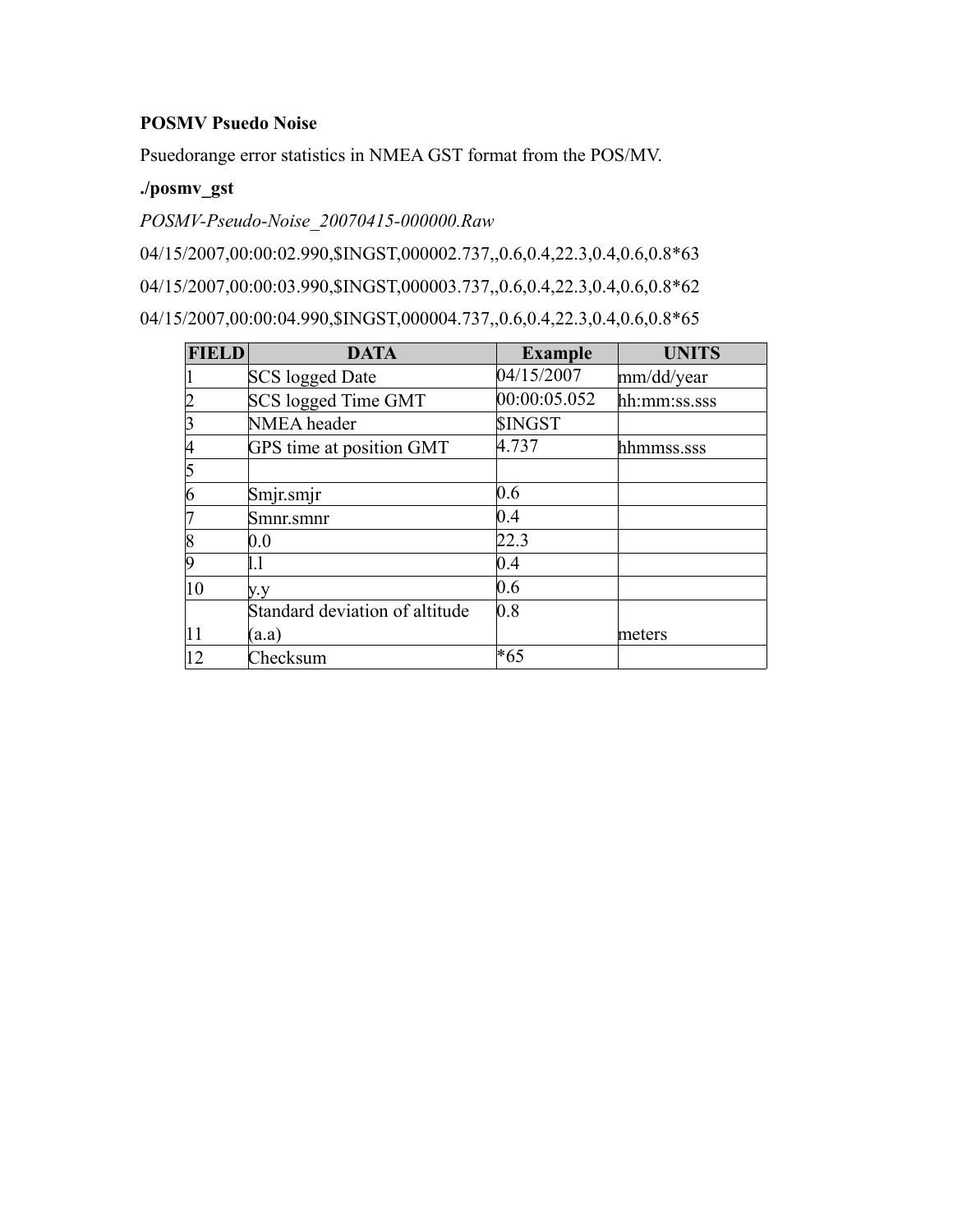**POSMV Psuedo Noise**

Psuedorange error statistics in NMEA GST format from the POS/MV.

**./posmv_gst**

*POSMV-Pseudo-Noise_20070415-000000.Raw*

04/15/2007,00:00:02.990,$INGST,000002.737,,0.6,0.4,22.3,0.4,0.6,0.8*63

04/15/2007,00:00:03.990,$INGST,000003.737,,0.6,0.4,22.3,0.4,0.6,0.8*62

04/15/2007,00:00:04.990,$INGST,000004.737,,0.6,0.4,22.3,0.4,0.6,0.8*65

| FIELD | DATA | Example | UNITS |
|---|---|---|---|
| 1 | SCS logged Date | 04/15/2007 | mm/dd/year |
| 2 | SCS logged Time GMT | 00:00:05.052 | hh:mm:ss.sss |
| 3 | NMEA header | $INGST | |
| 4 | GPS time at position GMT | 4.737 | hhmmss.sss |
| 5 | | | |
| 6 | Smjr.smjr | 0.6 | |
| 7 | Smnr.smnr | 0.4 | |
| 8 | 0.0 | 22.3 | |
| 9 | l.l | 0.4 | |
| 10 | y.y | 0.6 | |
| 11 | Standard deviation of altitude (a.a) | 0.8 | meters |
| 12 | Checksum | *65 | |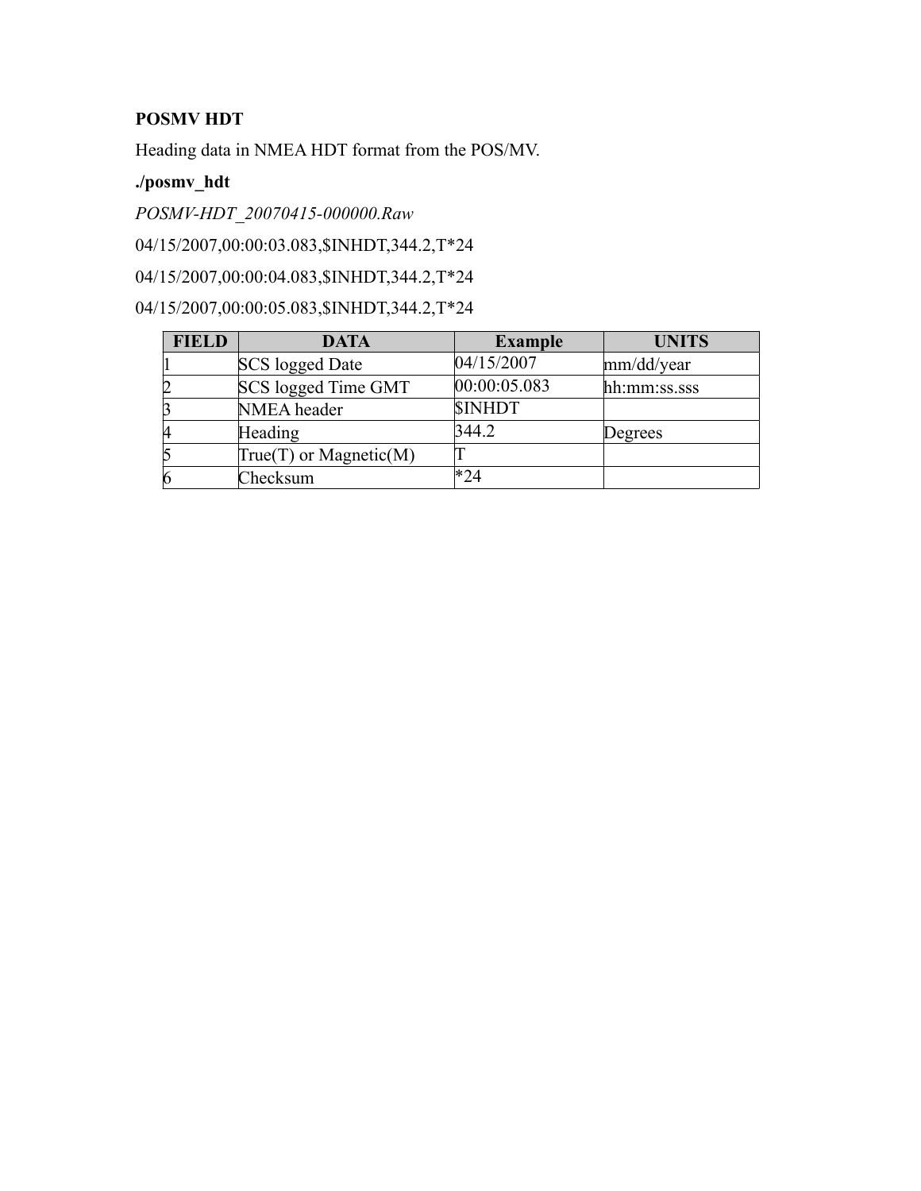**POSMV HDT**

Heading data in NMEA HDT format from the POS/MV.

**./posmv_hdt**

*POSMV-HDT_20070415-000000.Raw*

04/15/2007,00:00:03.083,$INHDT,344.2,T*24

04/15/2007,00:00:04.083,$INHDT,344.2,T*24

04/15/2007,00:00:05.083,$INHDT,344.2,T*24

| FIELD | DATA | Example | UNITS |
|---|---|---|---|
| 1 | SCS logged Date | 04/15/2007 | mm/dd/year |
| 2 | SCS logged Time GMT | 00:00:05.083 | hh:mm:ss.sss |
| 3 | NMEA header | $INHDT | |
| 4 | Heading | 344.2 | Degrees |
| 5 | True(T) or Magnetic(M) | T | |
| 6 | Checksum | *24 | |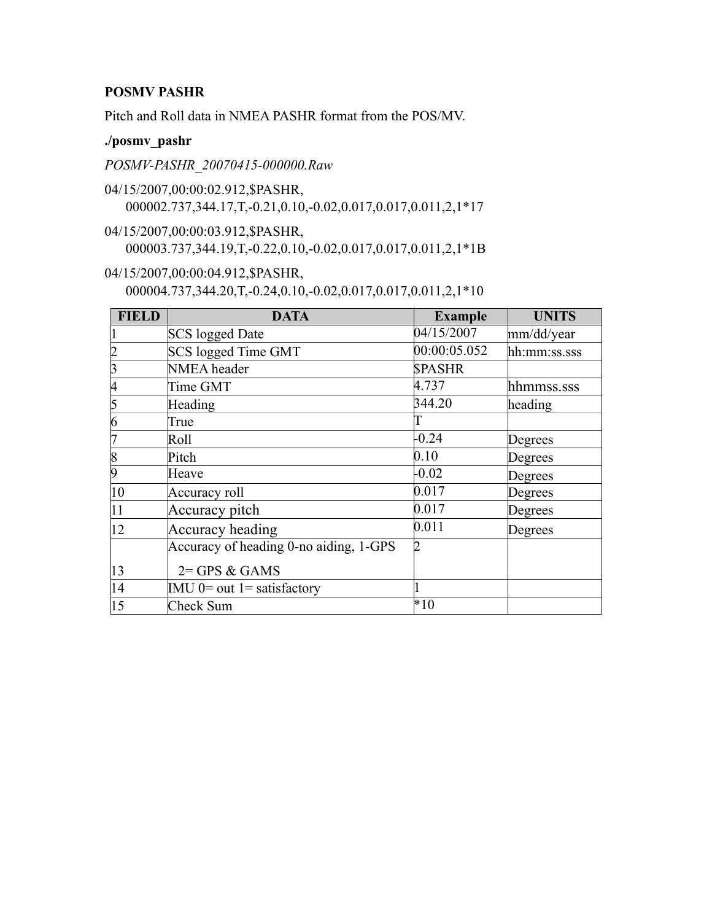**POSMV PASHR**

Pitch and Roll data in NMEA PASHR format from the POS/MV.

**./posmv_pashr**

*POSMV-PASHR_20070415-000000.Raw*

04/15/2007,00:00:02.912,$PASHR,
000002.737,344.17,T,-0.21,0.10,-0.02,0.017,0.017,0.011,2,1*17

04/15/2007,00:00:03.912,$PASHR,
000003.737,344.19,T,-0.22,0.10,-0.02,0.017,0.017,0.011,2,1*1B

04/15/2007,00:00:04.912,$PASHR,
000004.737,344.20,T,-0.24,0.10,-0.02,0.017,0.017,0.011,2,1*10

| FIELD | DATA | Example | UNITS |
|---|---|---|---|
| 1 | SCS logged Date | 04/15/2007 | mm/dd/year |
| 2 | SCS logged Time GMT | 00:00:05.052 | hh:mm:ss.sss |
| 3 | NMEA header | $PASHR | |
| 4 | Time GMT | 4.737 | hhmmss.sss |
| 5 | Heading | 344.20 | heading |
| 6 | True | T | |
| 7 | Roll | -0.24 | Degrees |
| 8 | Pitch | 0.10 | Degrees |
| 9 | Heave | -0.02 | Degrees |
| 10 | Accuracy roll | 0.017 | Degrees |
| 11 | Accuracy pitch | 0.017 | Degrees |
| 12 | Accuracy heading | 0.011 | Degrees |
| 13 | Accuracy of heading 0-no aiding, 1-GPS 2= GPS & GAMS | 2 | |
| 14 | IMU 0= out 1= satisfactory | 1 | |
| 15 | Check Sum | *10 | |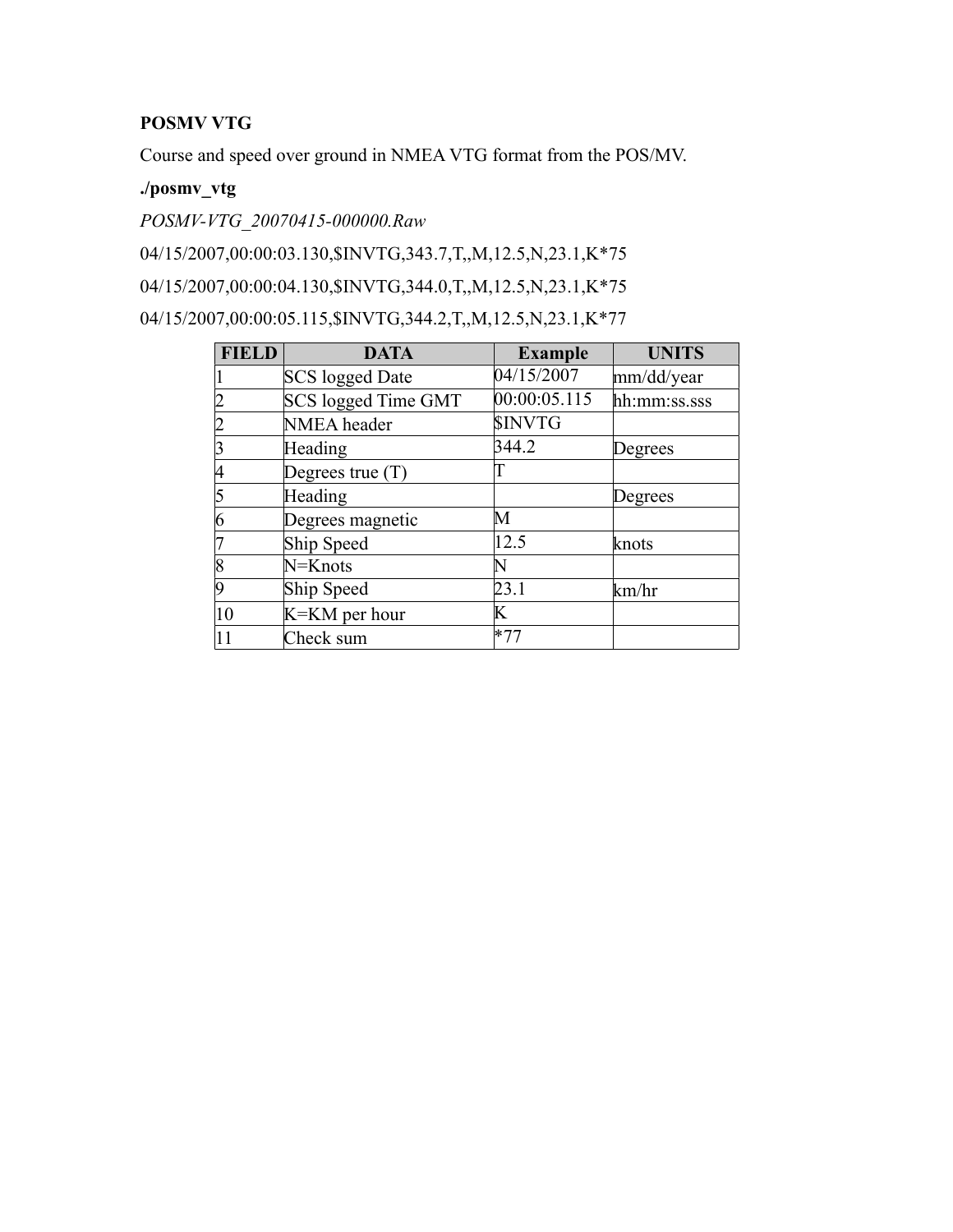**POSMV VTG**

Course and speed over ground in NMEA VTG format from the POS/MV.

**./posmv_vtg**

*POSMV-VTG_20070415-000000.Raw*

04/15/2007,00:00:03.130,$INVTG,343.7,T,,M,12.5,N,23.1,K*75

04/15/2007,00:00:04.130,$INVTG,344.0,T,,M,12.5,N,23.1,K*75

04/15/2007,00:00:05.115,$INVTG,344.2,T,,M,12.5,N,23.1,K*77

| FIELD | DATA | Example | UNITS |
|---|---|---|---|
| 1 | SCS logged Date | 04/15/2007 | mm/dd/year |
| 2 | SCS logged Time GMT | 00:00:05.115 | hh:mm:ss.sss |
| 2 | NMEA header | $INVTG | |
| 3 | Heading | 344.2 | Degrees |
| 4 | Degrees true (T) | T | |
| 5 | Heading | | Degrees |
| 6 | Degrees magnetic | M | |
| 7 | Ship Speed | 12.5 | knots |
| 8 | N=Knots | N | |
| 9 | Ship Speed | 23.1 | km/hr |
| 10 | K=KM per hour | K | |
| 11 | Check sum | *77 | |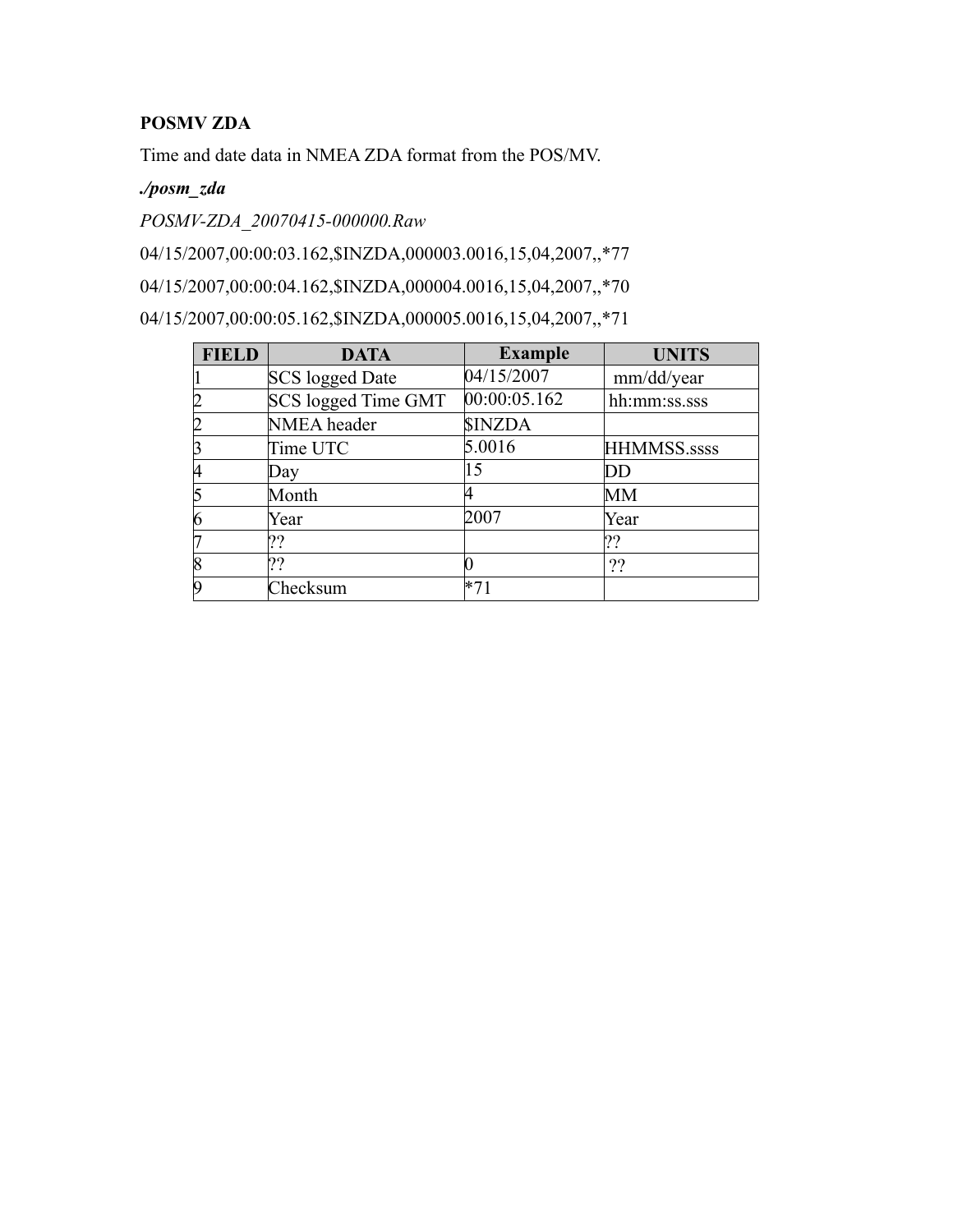**POSMV ZDA**

Time and date data in NMEA ZDA format from the POS/MV.

***./posm_zda***

*POSMV-ZDA_20070415-000000.Raw*

04/15/2007,00:00:03.162,$INZDA,000003.0016,15,04,2007,,*77

04/15/2007,00:00:04.162,$INZDA,000004.0016,15,04,2007,,*70

04/15/2007,00:00:05.162,$INZDA,000005.0016,15,04,2007,,*71

| FIELD | DATA | Example | UNITS |
|---|---|---|---|
| 1 | SCS logged Date | 04/15/2007 | mm/dd/year |
| 2 | SCS logged Time GMT | 00:00:05.162 | hh:mm:ss.sss |
| 2 | NMEA header | $INZDA | |
| 3 | Time UTC | 5.0016 | HHMMSS.ssss |
| 4 | Day | 15 | DD |
| 5 | Month | 4 | MM |
| 6 | Year | 2007 | Year |
| 7 | ?? | | ?? |
| 8 | ?? | 0 | ?? |
| 9 | Checksum | *71 | |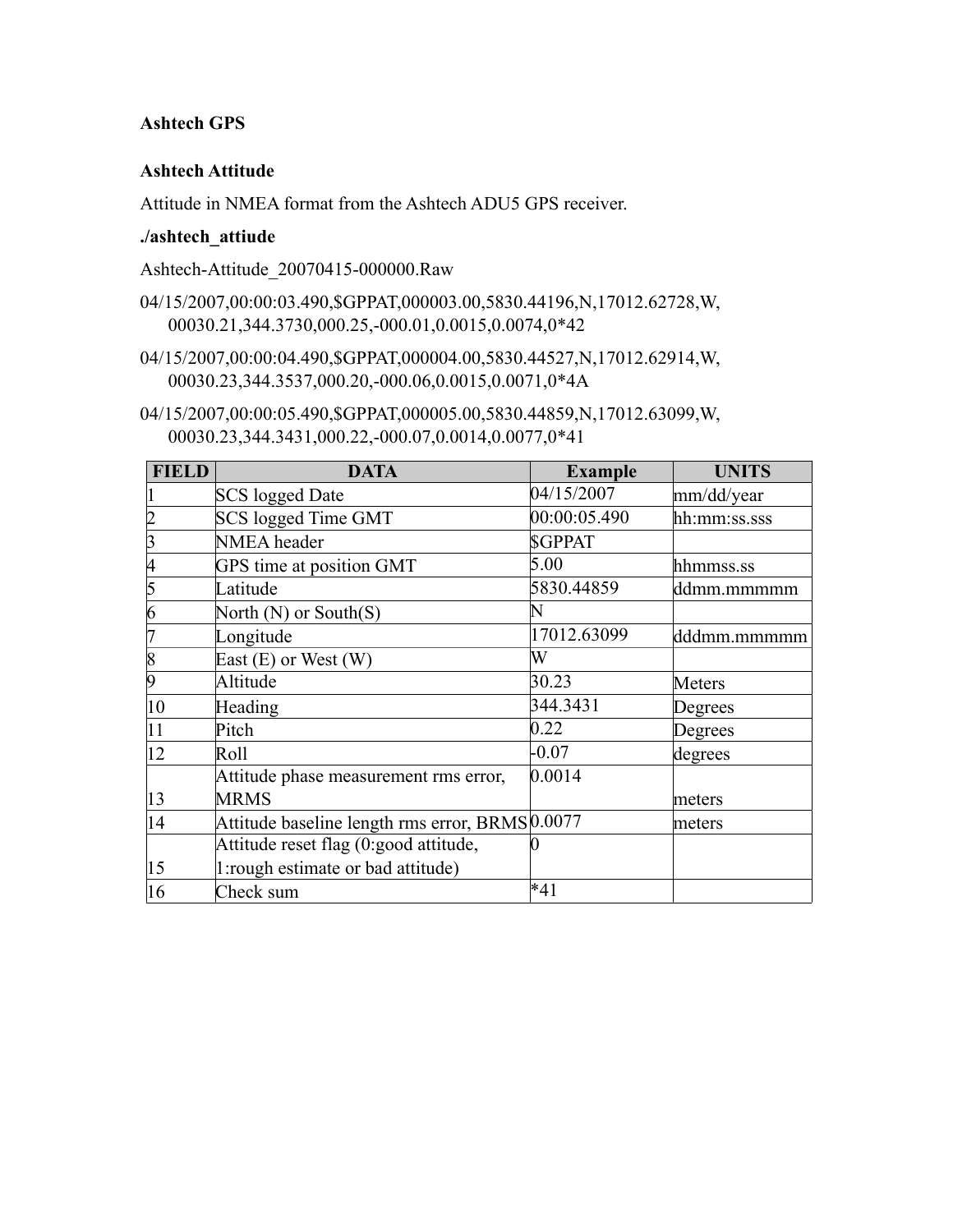**Ashtech GPS**

**Ashtech Attitude**

Attitude in NMEA format from the Ashtech ADU5 GPS receiver.

**./ashtech_attiude**

Ashtech-Attitude_20070415-000000.Raw

04/15/2007,00:00:03.490,$GPPAT,000003.00,5830.44196,N,17012.62728,W,
00030.21,344.3730,000.25,-000.01,0.0015,0.0074,0*42

04/15/2007,00:00:04.490,$GPPAT,000004.00,5830.44527,N,17012.62914,W,
00030.23,344.3537,000.20,-000.06,0.0015,0.0071,0*4A

04/15/2007,00:00:05.490,$GPPAT,000005.00,5830.44859,N,17012.63099,W,
00030.23,344.3431,000.22,-000.07,0.0014,0.0077,0*41

| FIELD | DATA | Example | UNITS |
|---|---|---|---|
| 1 | SCS logged Date | 04/15/2007 | mm/dd/year |
| 2 | SCS logged Time GMT | 00:00:05.490 | hh:mm:ss.sss |
| 3 | NMEA header | $GPPAT | |
| 4 | GPS time at position GMT | 5.00 | hhmmss.ss |
| 5 | Latitude | 5830.44859 | ddmm.mmmmm |
| 6 | North (N) or South(S) | N | |
| 7 | Longitude | 17012.63099 | dddmm.mmmmm |
| 8 | East (E) or West (W) | W | |
| 9 | Altitude | 30.23 | Meters |
| 10 | Heading | 344.3431 | Degrees |
| 11 | Pitch | 0.22 | Degrees |
| 12 | Roll | -0.07 | degrees |
| 13 | Attitude phase measurement rms error, MRMS | 0.0014 | meters |
| 14 | Attitude baseline length rms error, BRMS | 0.0077 | meters |
| 15 | Attitude reset flag (0:good attitude, 1:rough estimate or bad attitude) | 0 | |
| 16 | Check sum | *41 | |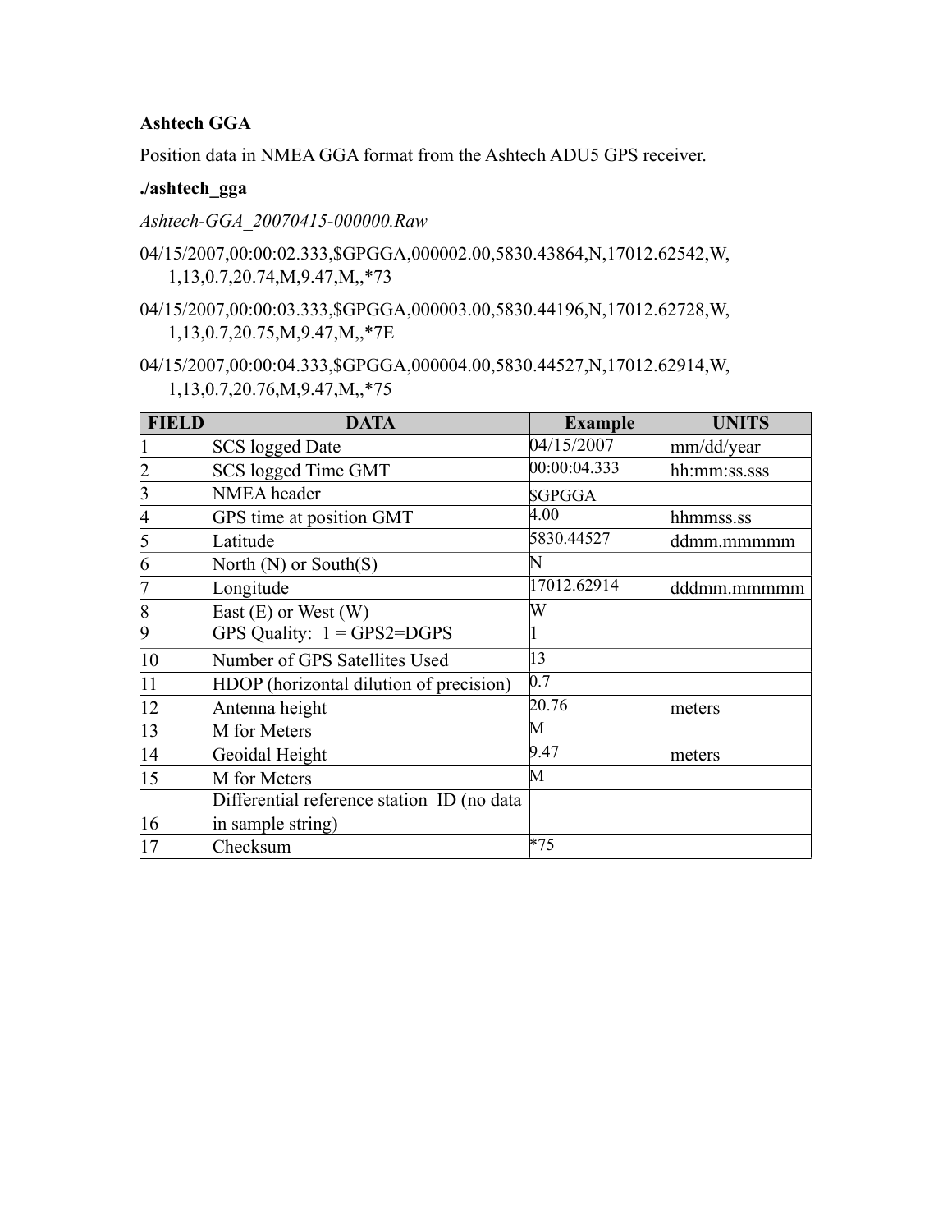**Ashtech GGA**

Position data in NMEA GGA format from the Ashtech ADU5 GPS receiver.

**./ashtech_gga**

*Ashtech-GGA_20070415-000000.Raw*

04/15/2007,00:00:02.333,$GPGGA,000002.00,5830.43864,N,17012.62542,W,1,13,0.7,20.74,M,9.47,M,,*73

04/15/2007,00:00:03.333,$GPGGA,000003.00,5830.44196,N,17012.62728,W,1,13,0.7,20.75,M,9.47,M,,*7E

04/15/2007,00:00:04.333,$GPGGA,000004.00,5830.44527,N,17012.62914,W,1,13,0.7,20.76,M,9.47,M,,*75

| FIELD | DATA | Example | UNITS |
|---|---|---|---|
| 1 | SCS logged Date | 04/15/2007 | mm/dd/year |
| 2 | SCS logged Time GMT | 00:00:04.333 | hh:mm:ss.sss |
| 3 | NMEA header | $GPGGA | |
| 4 | GPS time at position GMT | 4.00 | hhmmss.ss |
| 5 | Latitude | 5830.44527 | ddmm.mmmmm |
| 6 | North (N) or South(S) | N | |
| 7 | Longitude | 17012.62914 | dddmm.mmmmm |
| 8 | East (E) or West (W) | W | |
| 9 | GPS Quality: 1 = GPS2=DGPS | 1 | |
| 10 | Number of GPS Satellites Used | 13 | |
| 11 | HDOP (horizontal dilution of precision) | 0.7 | |
| 12 | Antenna height | 20.76 | meters |
| 13 | M for Meters | M | |
| 14 | Geoidal Height | 9.47 | meters |
| 15 | M for Meters | M | |
| 16 | Differential reference station ID (no data in sample string) | | |
| 17 | Checksum | *75 | |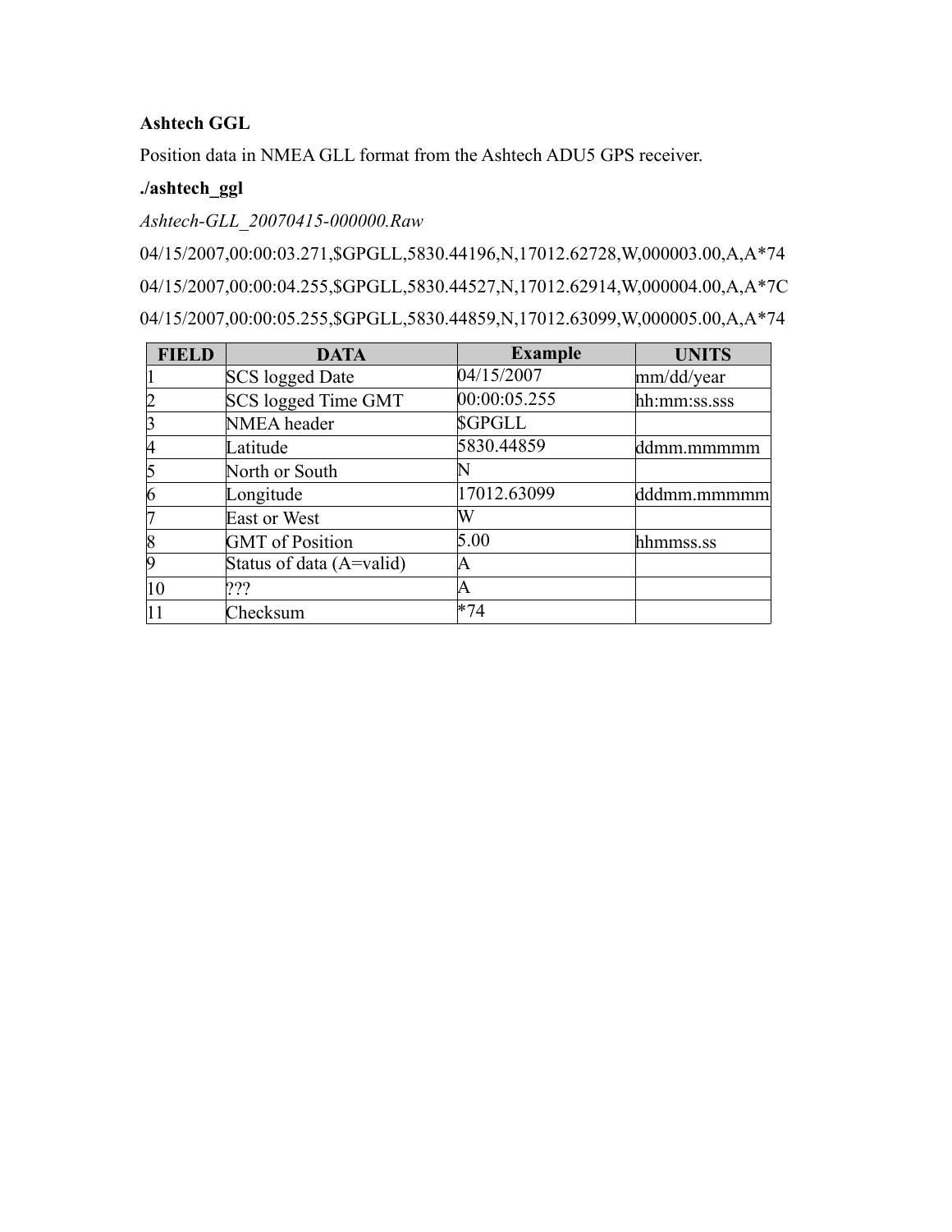**Ashtech GGL**

Position data in NMEA GLL format from the Ashtech ADU5 GPS receiver.

**./ashtech_ggl**

*Ashtech-GLL_20070415-000000.Raw*

04/15/2007,00:00:03.271,$GPGLL,5830.44196,N,17012.62728,W,000003.00,A,A*74

04/15/2007,00:00:04.255,$GPGLL,5830.44527,N,17012.62914,W,000004.00,A,A*7C

04/15/2007,00:00:05.255,$GPGLL,5830.44859,N,17012.63099,W,000005.00,A,A*74

| FIELD | DATA | Example | UNITS |
|---|---|---|---|
| 1 | SCS logged Date | 04/15/2007 | mm/dd/year |
| 2 | SCS logged Time GMT | 00:00:05.255 | hh:mm:ss.sss |
| 3 | NMEA header | $GPGLL | |
| 4 | Latitude | 5830.44859 | ddmm.mmmmm |
| 5 | North or South | N | |
| 6 | Longitude | 17012.63099 | dddmm.mmmmm |
| 7 | East or West | W | |
| 8 | GMT of Position | 5.00 | hhmmss.ss |
| 9 | Status of data (A=valid) | A | |
| 10 | ??? | A | |
| 11 | Checksum | *74 | |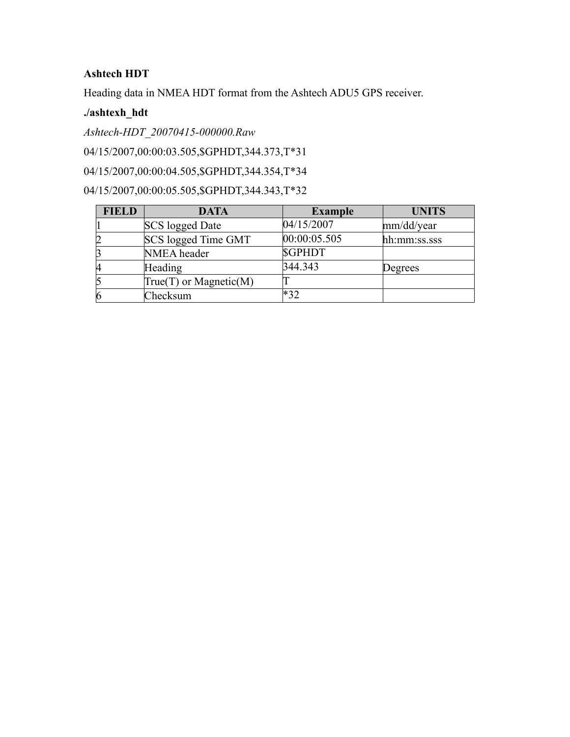**Ashtech HDT**

Heading data in NMEA HDT format from the Ashtech ADU5 GPS receiver.

**./ashtexh_hdt**

*Ashtech-HDT_20070415-000000.Raw*

04/15/2007,00:00:03.505,$GPHDT,344.373,T*31

04/15/2007,00:00:04.505,$GPHDT,344.354,T*34

04/15/2007,00:00:05.505,$GPHDT,344.343,T*32

| FIELD | DATA | Example | UNITS |
|---|---|---|---|
| 1 | SCS logged Date | 04/15/2007 | mm/dd/year |
| 2 | SCS logged Time GMT | 00:00:05.505 | hh:mm:ss.sss |
| 3 | NMEA header | $GPHDT | |
| 4 | Heading | 344.343 | Degrees |
| 5 | True(T) or Magnetic(M) | T | |
| 6 | Checksum | *32 | |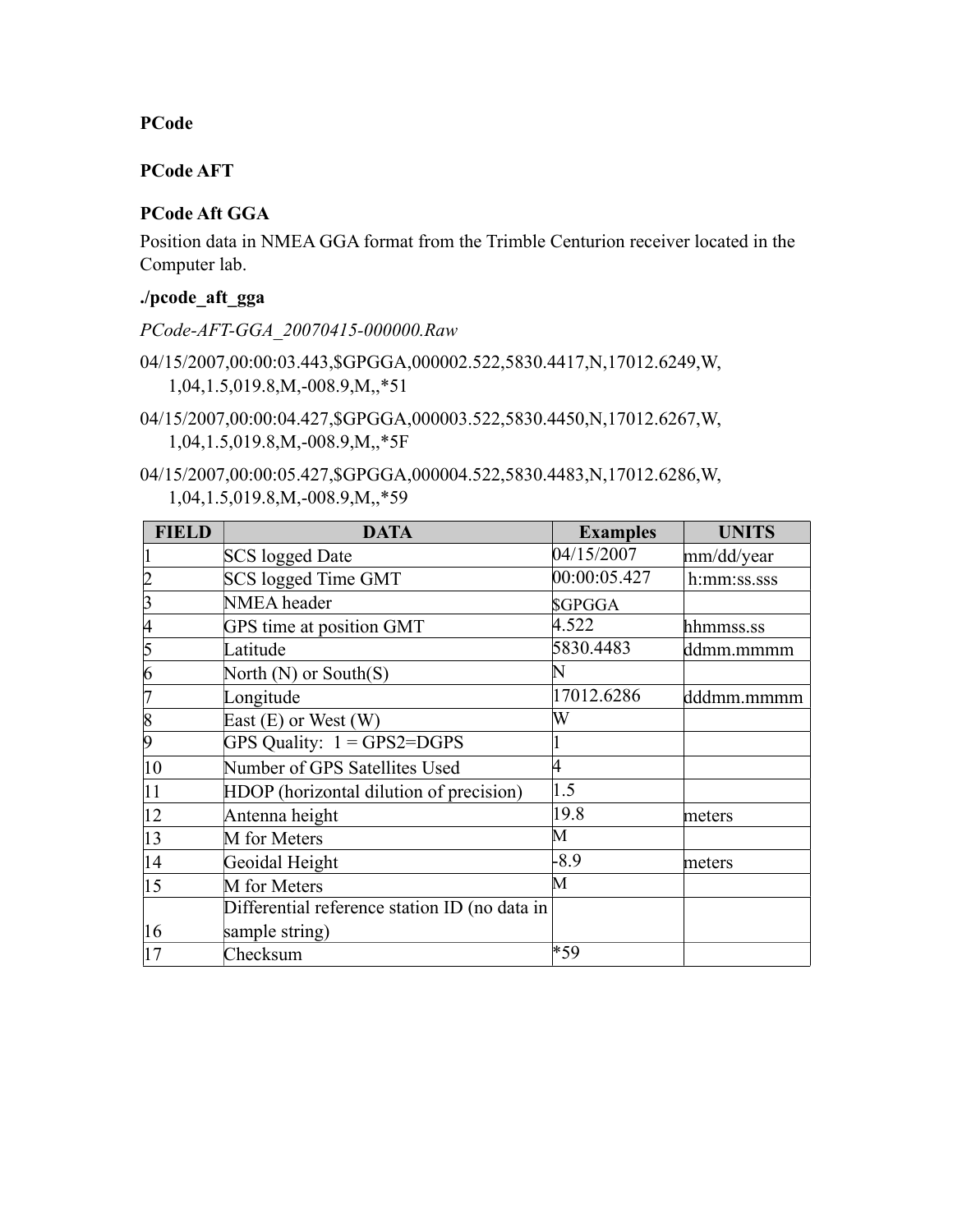**PCode**

**PCode AFT**

**PCode Aft GGA**

Position data in NMEA GGA format from the Trimble Centurion receiver located in the Computer lab.

**./pcode_aft_gga**

*PCode-AFT-GGA_20070415-000000.Raw*

04/15/2007,00:00:03.443,$GPGGA,000002.522,5830.4417,N,17012.6249,W,
1,04,1.5,019.8,M,-008.9,M,,*51

04/15/2007,00:00:04.427,$GPGGA,000003.522,5830.4450,N,17012.6267,W,
1,04,1.5,019.8,M,-008.9,M,,*5F

04/15/2007,00:00:05.427,$GPGGA,000004.522,5830.4483,N,17012.6286,W,
1,04,1.5,019.8,M,-008.9,M,,*59

| FIELD | DATA | Examples | UNITS |
|---|---|---|---|
| 1 | SCS logged Date | 04/15/2007 | mm/dd/year |
| 2 | SCS logged Time GMT | 00:00:05.427 | h:mm:ss.sss |
| 3 | NMEA header | $GPGGA | |
| 4 | GPS time at position GMT | 4.522 | hhmmss.ss |
| 5 | Latitude | 5830.4483 | ddmm.mmmm |
| 6 | North (N) or South(S) | N | |
| 7 | Longitude | 17012.6286 | dddmm.mmmm |
| 8 | East (E) or West (W) | W | |
| 9 | GPS Quality: 1 = GPS2=DGPS | 1 | |
| 10 | Number of GPS Satellites Used | 4 | |
| 11 | HDOP (horizontal dilution of precision) | 1.5 | |
| 12 | Antenna height | 19.8 | meters |
| 13 | M for Meters | M | |
| 14 | Geoidal Height | -8.9 | meters |
| 15 | M for Meters | M | |
| 16 | Differential reference station ID (no data in sample string) | | |
| 17 | Checksum | *59 | |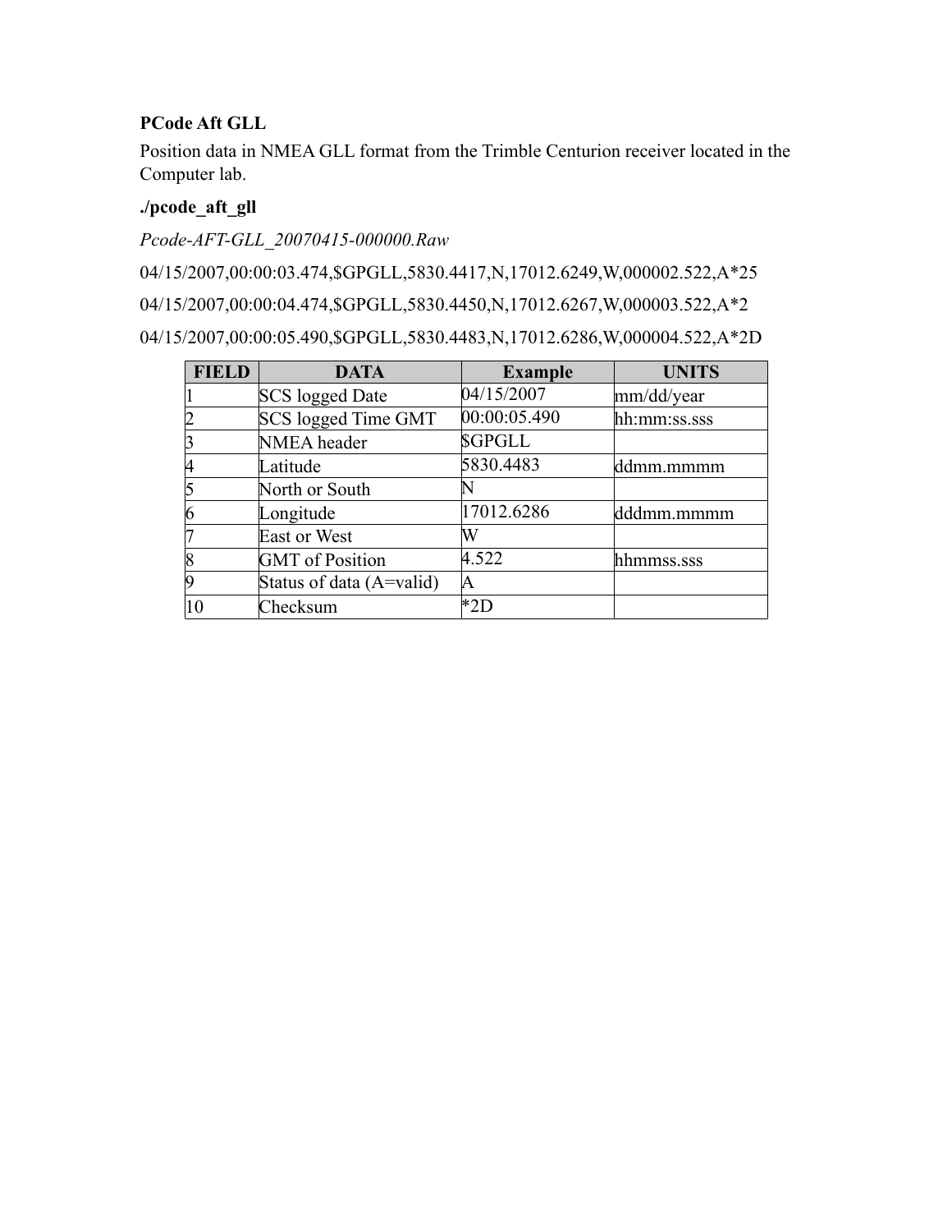**PCode Aft GLL**

Position data in NMEA GLL format from the Trimble Centurion receiver located in the Computer lab.

**./pcode_aft_gll**

*Pcode-AFT-GLL_20070415-000000.Raw*

04/15/2007,00:00:03.474,$GPGLL,5830.4417,N,17012.6249,W,000002.522,A*25

04/15/2007,00:00:04.474,$GPGLL,5830.4450,N,17012.6267,W,000003.522,A*2

04/15/2007,00:00:05.490,$GPGLL,5830.4483,N,17012.6286,W,000004.522,A*2D

| FIELD | DATA | Example | UNITS |
|---|---|---|---|
| 1 | SCS logged Date | 04/15/2007 | mm/dd/year |
| 2 | SCS logged Time GMT | 00:00:05.490 | hh:mm:ss.sss |
| 3 | NMEA header | $GPGLL | |
| 4 | Latitude | 5830.4483 | ddmm.mmmm |
| 5 | North or South | N | |
| 6 | Longitude | 17012.6286 | dddmm.mmmm |
| 7 | East or West | W | |
| 8 | GMT of Position | 4.522 | hhmmss.sss |
| 9 | Status of data (A=valid) | A | |
| 10 | Checksum | *2D | |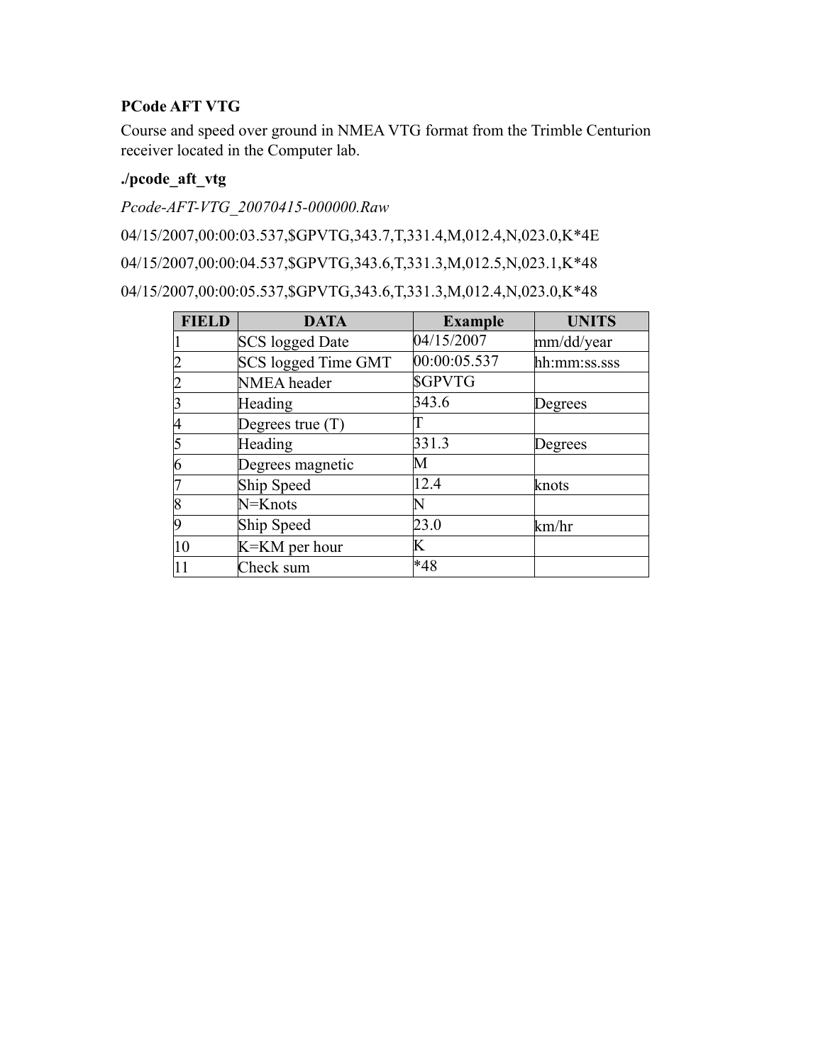**PCode AFT VTG**

Course and speed over ground in NMEA VTG format from the Trimble Centurion receiver located in the Computer lab.

**./pcode_aft_vtg**

*Pcode-AFT-VTG_20070415-000000.Raw*

04/15/2007,00:00:03.537,$GPVTG,343.7,T,331.4,M,012.4,N,023.0,K*4E

04/15/2007,00:00:04.537,$GPVTG,343.6,T,331.3,M,012.5,N,023.1,K*48

04/15/2007,00:00:05.537,$GPVTG,343.6,T,331.3,M,012.4,N,023.0,K*48

| FIELD | DATA | Example | UNITS |
|---|---|---|---|
| 1 | SCS logged Date | 04/15/2007 | mm/dd/year |
| 2 | SCS logged Time GMT | 00:00:05.537 | hh:mm:ss.sss |
| 2 | NMEA header | $GPVTG | |
| 3 | Heading | 343.6 | Degrees |
| 4 | Degrees true (T) | T | |
| 5 | Heading | 331.3 | Degrees |
| 6 | Degrees magnetic | M | |
| 7 | Ship Speed | 12.4 | knots |
| 8 | N=Knots | N | |
| 9 | Ship Speed | 23.0 | km/hr |
| 10 | K=KM per hour | K | |
| 11 | Check sum | *48 | |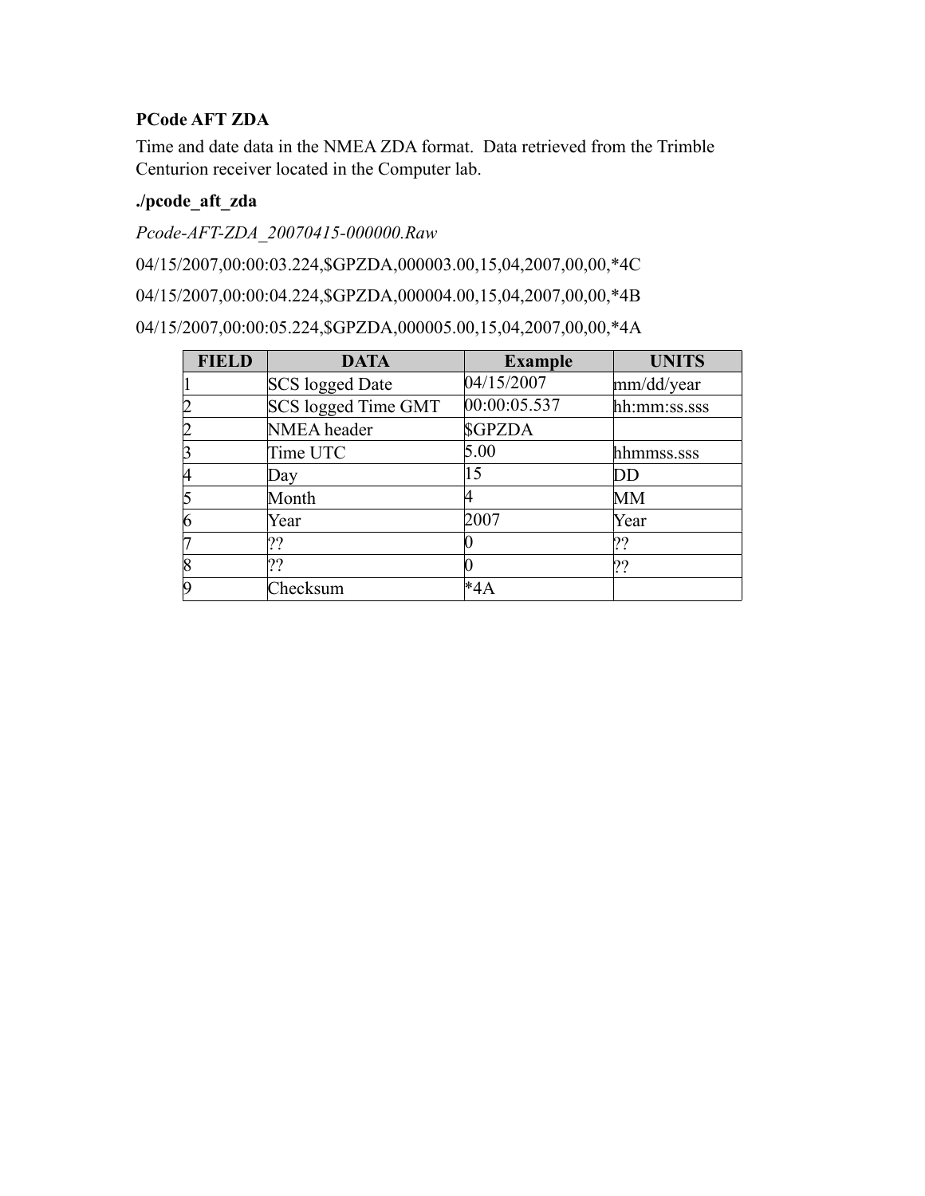**PCode AFT ZDA**

Time and date data in the NMEA ZDA format. Data retrieved from the Trimble Centurion receiver located in the Computer lab.

**./pcode_aft_zda**

*Pcode-AFT-ZDA_20070415-000000.Raw*

04/15/2007,00:00:03.224,$GPZDA,000003.00,15,04,2007,00,00,*4C

04/15/2007,00:00:04.224,$GPZDA,000004.00,15,04,2007,00,00,*4B

04/15/2007,00:00:05.224,$GPZDA,000005.00,15,04,2007,00,00,*4A

| FIELD | DATA | Example | UNITS |
|---|---|---|---|
| 1 | SCS logged Date | 04/15/2007 | mm/dd/year |
| 2 | SCS logged Time GMT | 00:00:05.537 | hh:mm:ss.sss |
| 2 | NMEA header | $GPZDA | |
| 3 | Time UTC | 5.00 | hhmmss.sss |
| 4 | Day | 15 | DD |
| 5 | Month | 4 | MM |
| 6 | Year | 2007 | Year |
| 7 | ?? | 0 | ?? |
| 8 | ?? | 0 | ?? |
| 9 | Checksum | *4A | |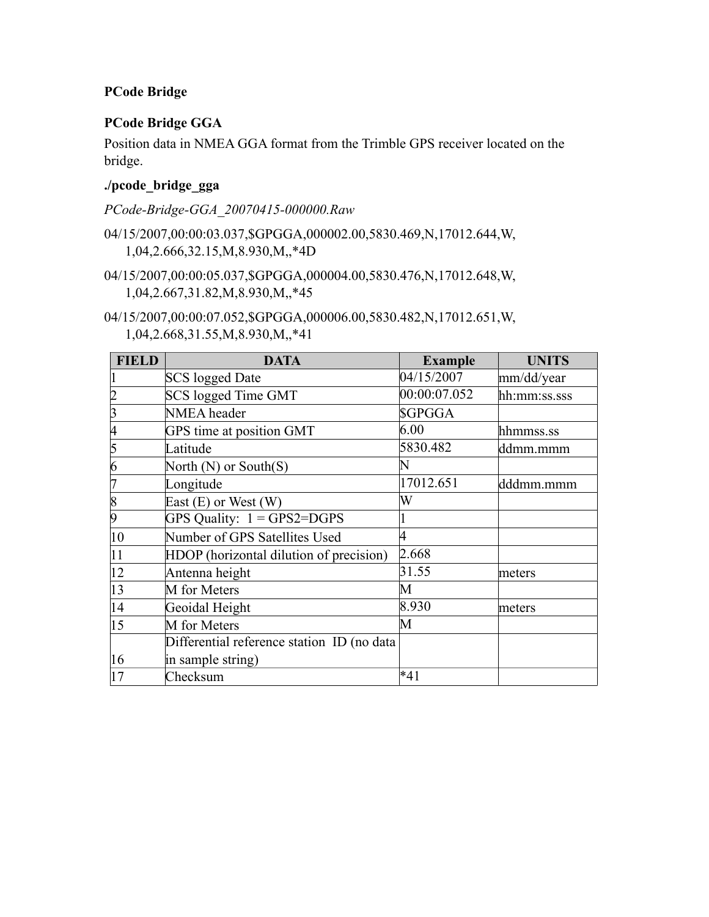**PCode Bridge**

**PCode Bridge GGA**

Position data in NMEA GGA format from the Trimble GPS receiver located on the bridge.

**./pcode_bridge_gga**

*PCode-Bridge-GGA_20070415-000000.Raw*

04/15/2007,00:00:03.037,$GPGGA,000002.00,5830.469,N,17012.644,W,
1,04,2.666,32.15,M,8.930,M,,*4D

04/15/2007,00:00:05.037,$GPGGA,000004.00,5830.476,N,17012.648,W,
1,04,2.667,31.82,M,8.930,M,,*45

04/15/2007,00:00:07.052,$GPGGA,000006.00,5830.482,N,17012.651,W,
1,04,2.668,31.55,M,8.930,M,,*41

| FIELD | DATA | Example | UNITS |
|---|---|---|---|
| 1 | SCS logged Date | 04/15/2007 | mm/dd/year |
| 2 | SCS logged Time GMT | 00:00:07.052 | hh:mm:ss.sss |
| 3 | NMEA header | $GPGGA | |
| 4 | GPS time at position GMT | 6.00 | hhmmss.ss |
| 5 | Latitude | 5830.482 | ddmm.mmm |
| 6 | North (N) or South(S) | N | |
| 7 | Longitude | 17012.651 | dddmm.mmm |
| 8 | East (E) or West (W) | W | |
| 9 | GPS Quality: 1 = GPS2=DGPS | 1 | |
| 10 | Number of GPS Satellites Used | 4 | |
| 11 | HDOP (horizontal dilution of precision) | 2.668 | |
| 12 | Antenna height | 31.55 | meters |
| 13 | M for Meters | M | |
| 14 | Geoidal Height | 8.930 | meters |
| 15 | M for Meters | M | |
| 16 | Differential reference station ID (no data in sample string) | | |
| 17 | Checksum | *41 | |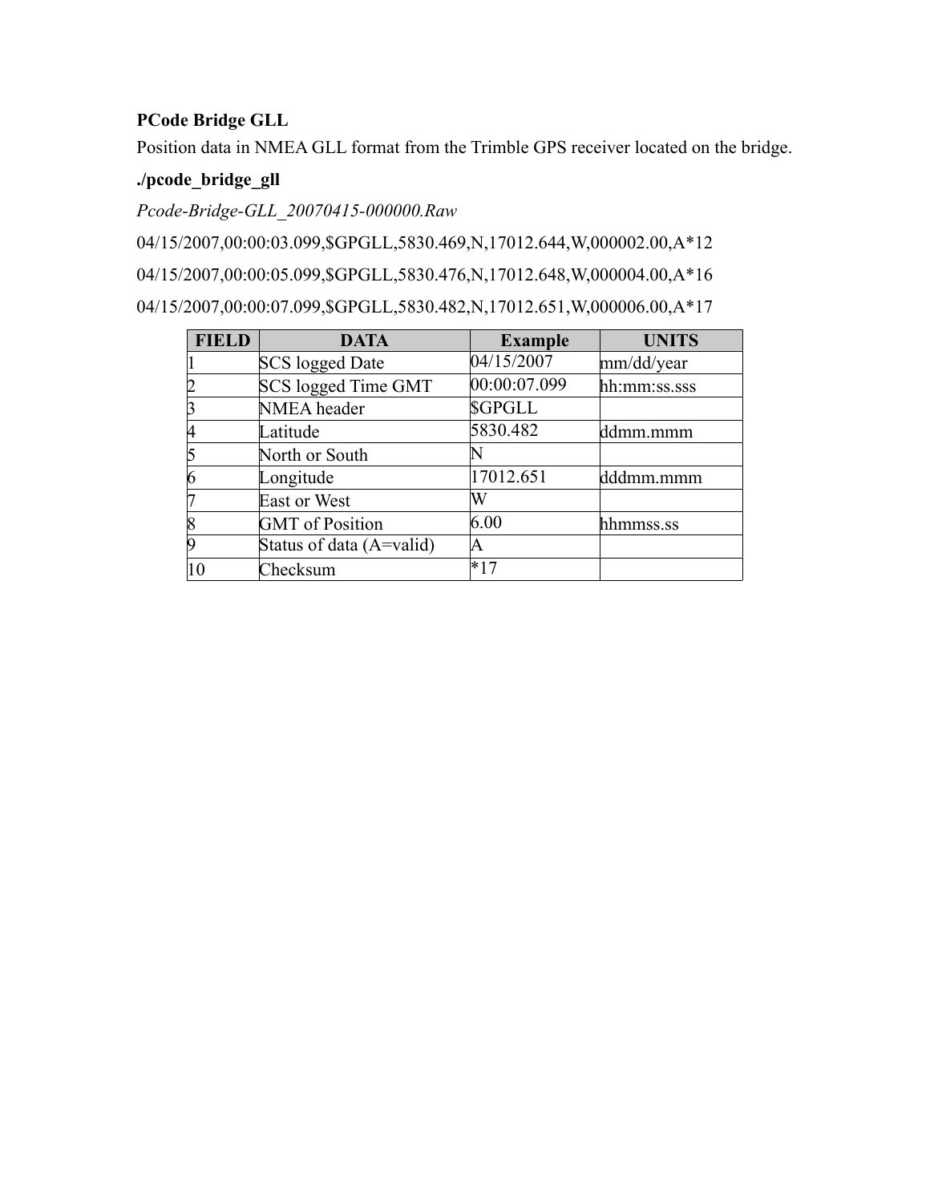**PCode Bridge GLL**

Position data in NMEA GLL format from the Trimble GPS receiver located on the bridge.

**./pcode_bridge_gll**

*Pcode-Bridge-GLL_20070415-000000.Raw*

04/15/2007,00:00:03.099,$GPGLL,5830.469,N,17012.644,W,000002.00,A*12

04/15/2007,00:00:05.099,$GPGLL,5830.476,N,17012.648,W,000004.00,A*16

04/15/2007,00:00:07.099,$GPGLL,5830.482,N,17012.651,W,000006.00,A*17

| FIELD | DATA | Example | UNITS |
|---|---|---|---|
| 1 | SCS logged Date | 04/15/2007 | mm/dd/year |
| 2 | SCS logged Time GMT | 00:00:07.099 | hh:mm:ss.sss |
| 3 | NMEA header | $GPGLL | |
| 4 | Latitude | 5830.482 | ddmm.mmm |
| 5 | North or South | N | |
| 6 | Longitude | 17012.651 | dddmm.mmm |
| 7 | East or West | W | |
| 8 | GMT of Position | 6.00 | hhmmss.ss |
| 9 | Status of data (A=valid) | A | |
| 10 | Checksum | *17 | |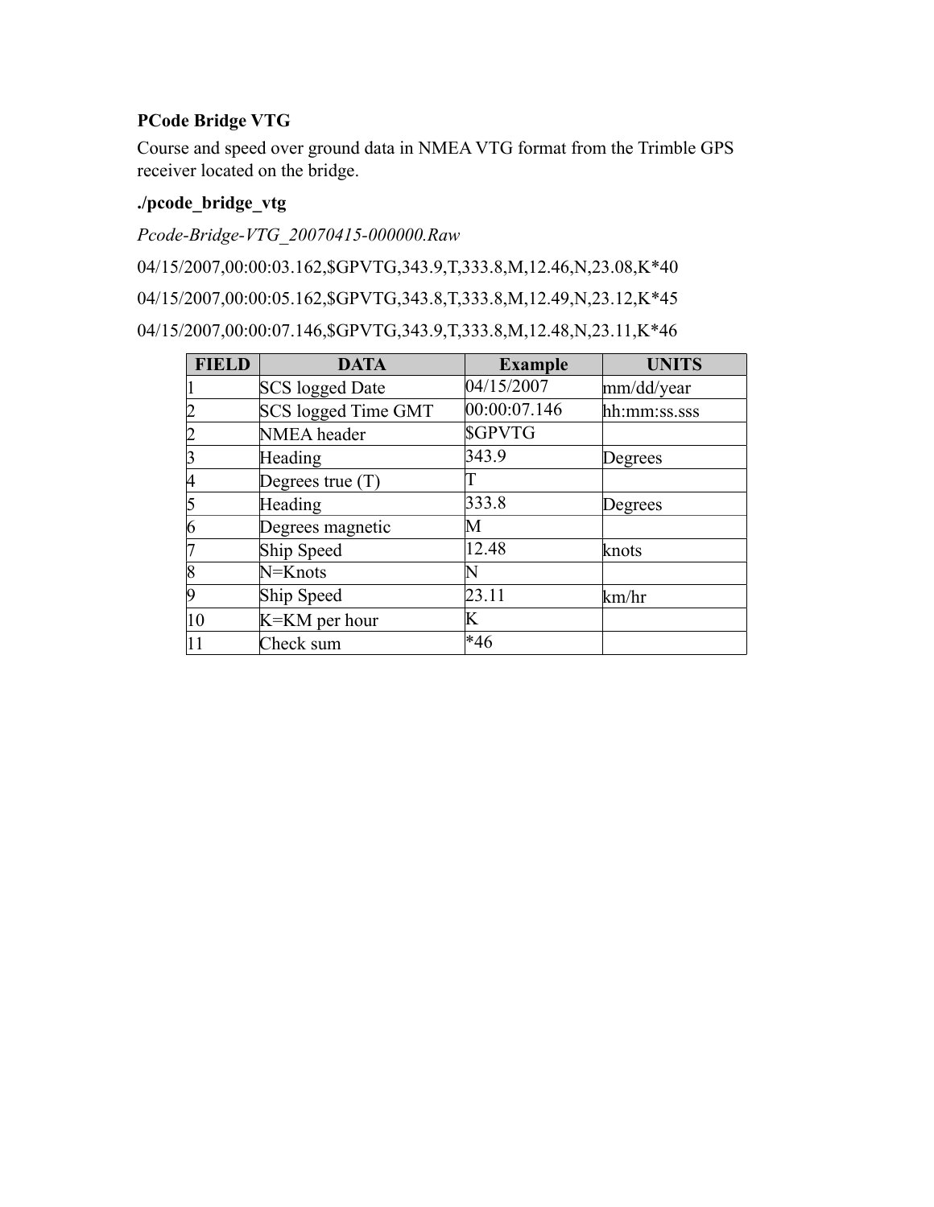**PCode Bridge VTG**

Course and speed over ground data in NMEA VTG format from the Trimble GPS receiver located on the bridge.

**./pcode_bridge_vtg**

*Pcode-Bridge-VTG_20070415-000000.Raw*

04/15/2007,00:00:03.162,$GPVTG,343.9,T,333.8,M,12.46,N,23.08,K*40

04/15/2007,00:00:05.162,$GPVTG,343.8,T,333.8,M,12.49,N,23.12,K*45

04/15/2007,00:00:07.146,$GPVTG,343.9,T,333.8,M,12.48,N,23.11,K*46

| FIELD | DATA | Example | UNITS |
|---|---|---|---|
| 1 | SCS logged Date | 04/15/2007 | mm/dd/year |
| 2 | SCS logged Time GMT | 00:00:07.146 | hh:mm:ss.sss |
| 2 | NMEA header | $GPVTG | |
| 3 | Heading | 343.9 | Degrees |
| 4 | Degrees true (T) | T | |
| 5 | Heading | 333.8 | Degrees |
| 6 | Degrees magnetic | M | |
| 7 | Ship Speed | 12.48 | knots |
| 8 | N=Knots | N | |
| 9 | Ship Speed | 23.11 | km/hr |
| 10 | K=KM per hour | K | |
| 11 | Check sum | *46 | |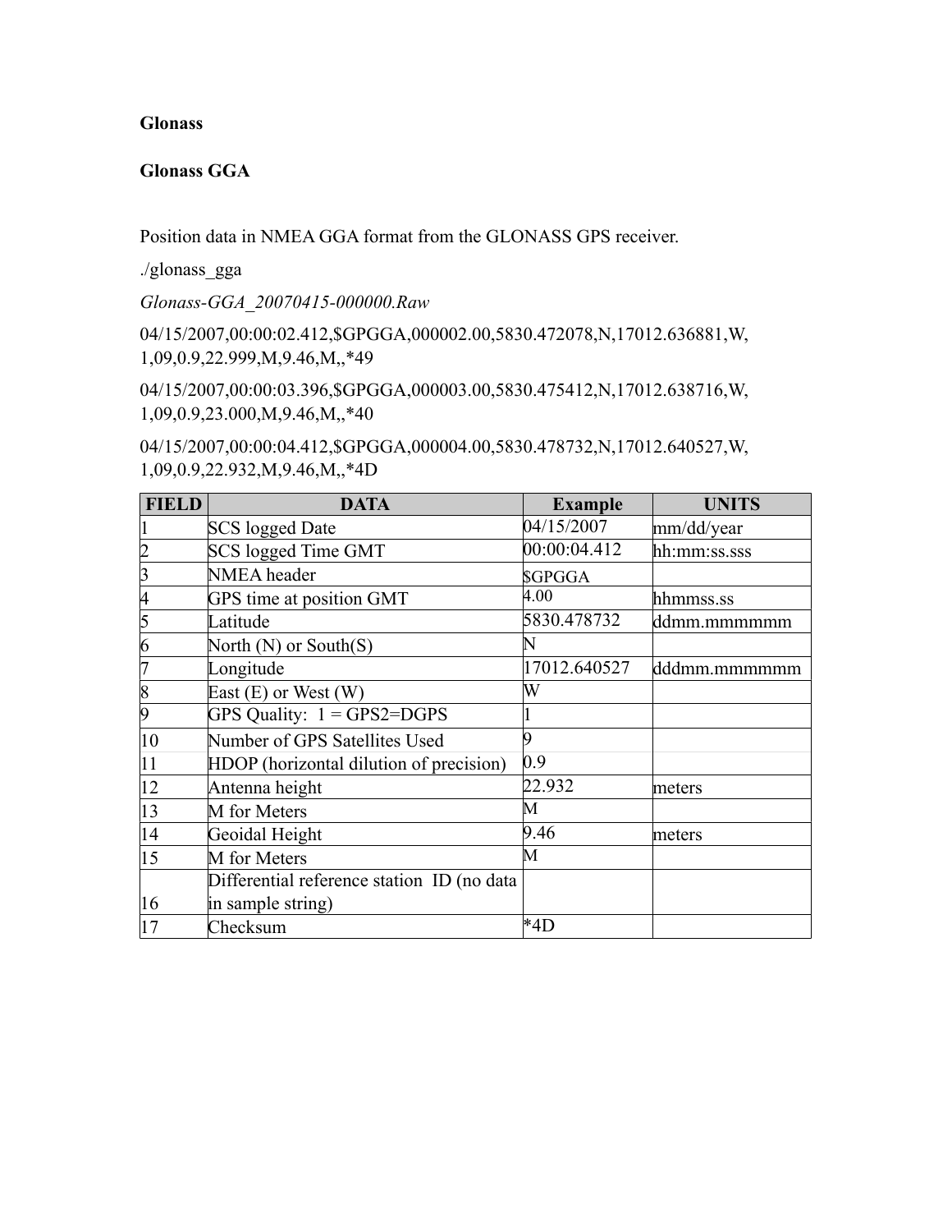**Glonass**

**Glonass GGA**

Position data in NMEA GGA format from the GLONASS GPS receiver.

./glonass_gga

*Glonass-GGA_20070415-000000.Raw*

04/15/2007,00:00:02.412,$GPGGA,000002.00,5830.472078,N,17012.636881,W,
1,09,0.9,22.999,M,9.46,M,,*49

04/15/2007,00:00:03.396,$GPGGA,000003.00,5830.475412,N,17012.638716,W,
1,09,0.9,23.000,M,9.46,M,,*40

04/15/2007,00:00:04.412,$GPGGA,000004.00,5830.478732,N,17012.640527,W,
1,09,0.9,22.932,M,9.46,M,,*4D

| FIELD | DATA | Example | UNITS |
|---|---|---|---|
| 1 | SCS logged Date | 04/15/2007 | mm/dd/year |
| 2 | SCS logged Time GMT | 00:00:04.412 | hh:mm:ss.sss |
| 3 | NMEA header | $GPGGA | |
| 4 | GPS time at position GMT | 4.00 | hhmmss.ss |
| 5 | Latitude | 5830.478732 | ddmm.mmmmmm |
| 6 | North (N) or South(S) | N | |
| 7 | Longitude | 17012.640527 | dddmm.mmmmmm |
| 8 | East (E) or West (W) | W | |
| 9 | GPS Quality: 1 = GPS2=DGPS | 1 | |
| 10 | Number of GPS Satellites Used | 9 | |
| 11 | HDOP (horizontal dilution of precision) | 0.9 | |
| 12 | Antenna height | 22.932 | meters |
| 13 | M for Meters | M | |
| 14 | Geoidal Height | 9.46 | meters |
| 15 | M for Meters | M | |
| 16 | Differential reference station ID (no data in sample string) | | |
| 17 | Checksum | *4D | |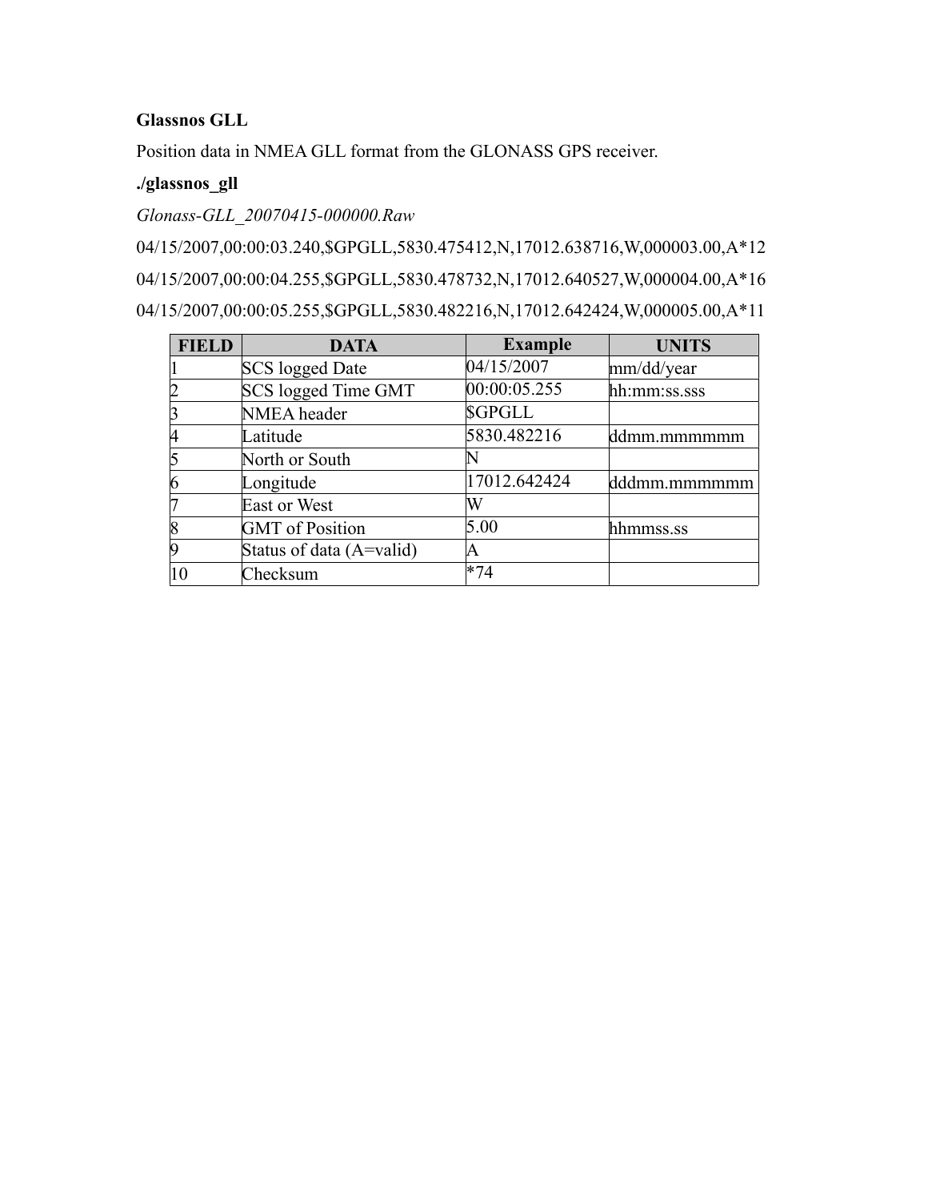**Glassnos GLL**

Position data in NMEA GLL format from the GLONASS GPS receiver.

**./glassnos_gll**

*Glonass-GLL_20070415-000000.Raw*

04/15/2007,00:00:03.240,$GPGLL,5830.475412,N,17012.638716,W,000003.00,A*12

04/15/2007,00:00:04.255,$GPGLL,5830.478732,N,17012.640527,W,000004.00,A*16

04/15/2007,00:00:05.255,$GPGLL,5830.482216,N,17012.642424,W,000005.00,A*11

| FIELD | DATA | Example | UNITS |
|---|---|---|---|
| 1 | SCS logged Date | 04/15/2007 | mm/dd/year |
| 2 | SCS logged Time GMT | 00:00:05.255 | hh:mm:ss.sss |
| 3 | NMEA header | $GPGLL | |
| 4 | Latitude | 5830.482216 | ddmm.mmmmmm |
| 5 | North or South | N | |
| 6 | Longitude | 17012.642424 | dddmm.mmmmmm |
| 7 | East or West | W | |
| 8 | GMT of Position | 5.00 | hhmmss.ss |
| 9 | Status of data (A=valid) | A | |
| 10 | Checksum | *74 | |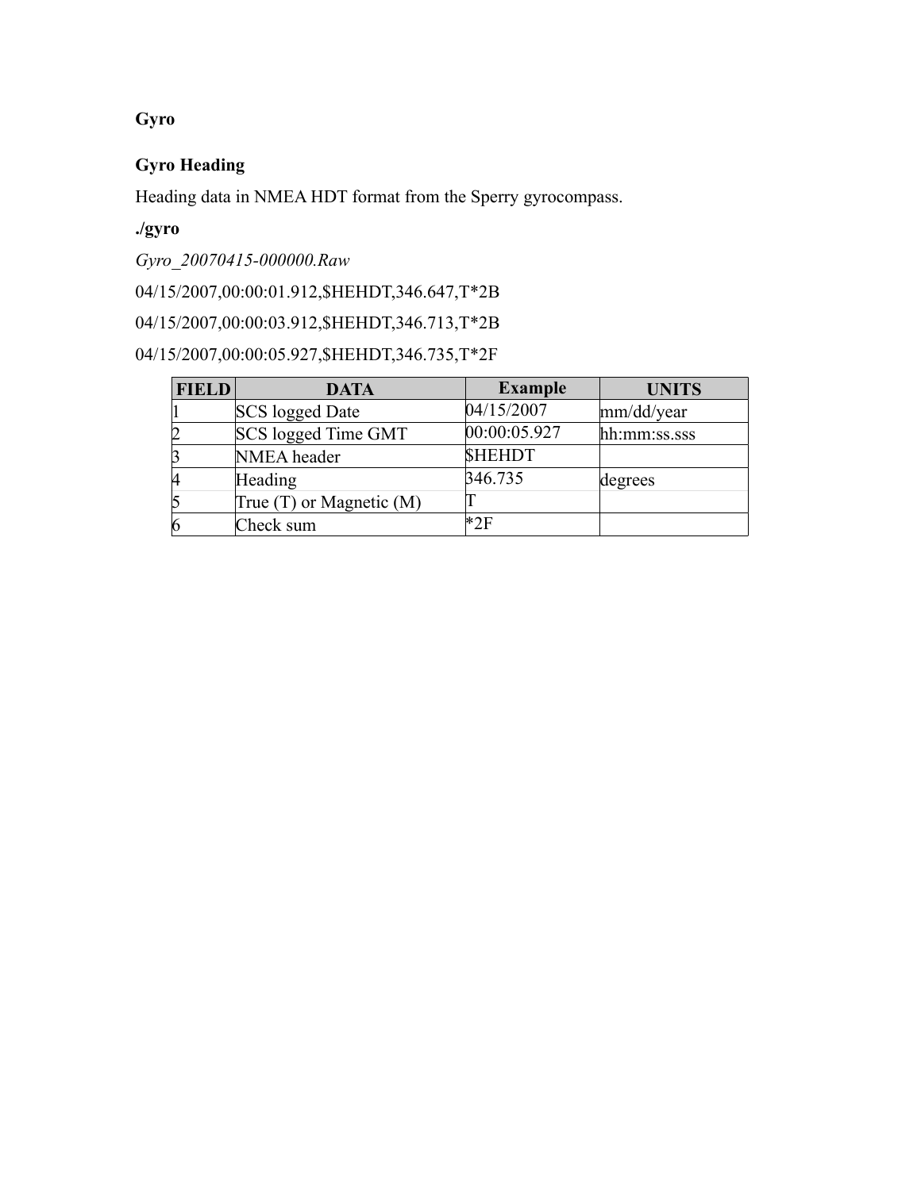**Gyro**

**Gyro Heading**

Heading data in NMEA HDT format from the Sperry gyrocompass.

**./gyro**

*Gyro_20070415-000000.Raw*

04/15/2007,00:00:01.912,$HEHDT,346.647,T*2B

04/15/2007,00:00:03.912,$HEHDT,346.713,T*2B

04/15/2007,00:00:05.927,$HEHDT,346.735,T*2F

| FIELD | DATA | Example | UNITS |
|---|---|---|---|
| 1 | SCS logged Date | 04/15/2007 | mm/dd/year |
| 2 | SCS logged Time GMT | 00:00:05.927 | hh:mm:ss.sss |
| 3 | NMEA header | $HEHDT | |
| 4 | Heading | 346.735 | degrees |
| 5 | True (T) or Magnetic (M) | T | |
| 6 | Check sum | *2F | |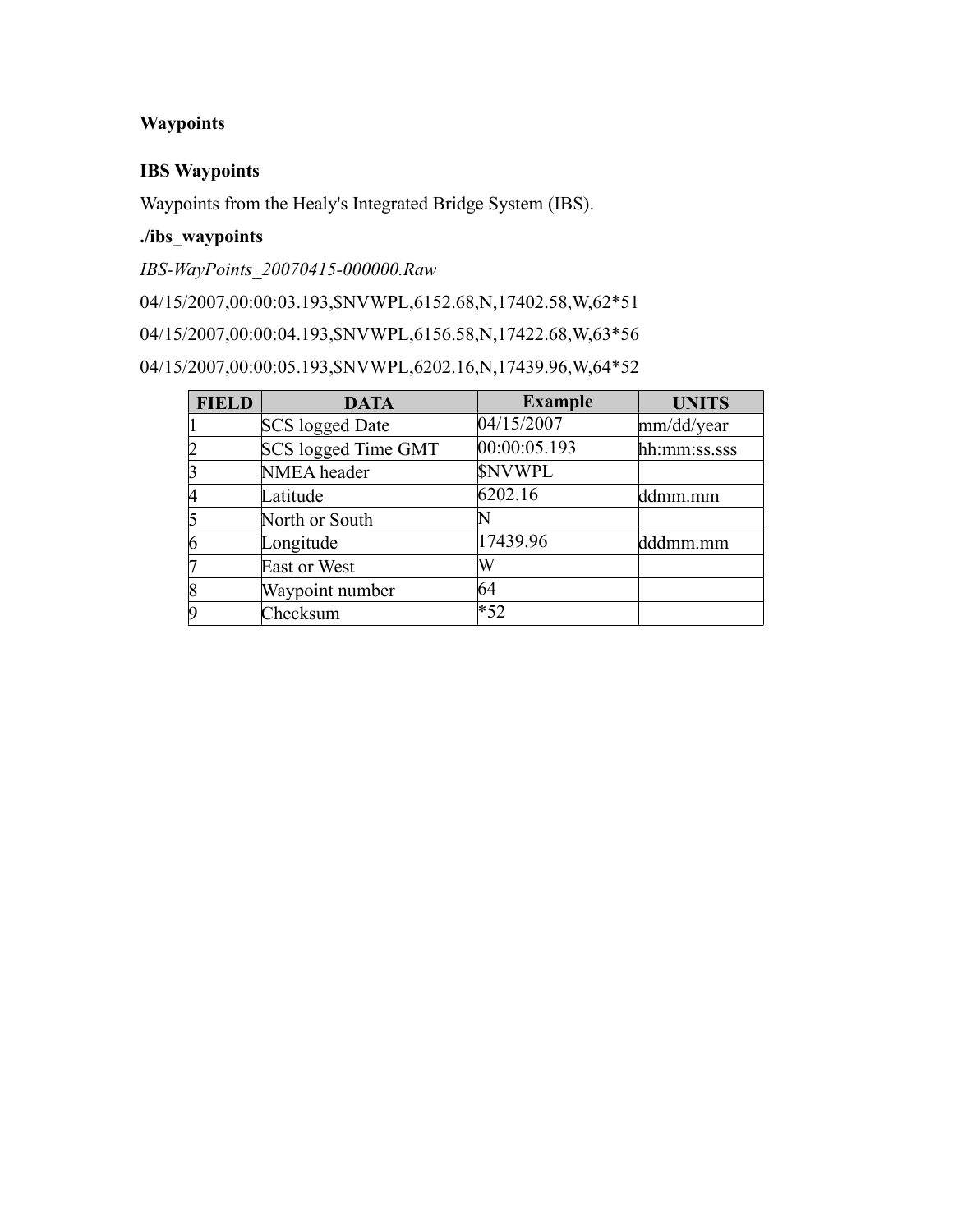**Waypoints**

**IBS Waypoints**

Waypoints from the Healy's Integrated Bridge System (IBS).

**./ibs_waypoints**

*IBS-WayPoints_20070415-000000.Raw*

04/15/2007,00:00:03.193,$NVWPL,6152.68,N,17402.58,W,62*51

04/15/2007,00:00:04.193,$NVWPL,6156.58,N,17422.68,W,63*56

04/15/2007,00:00:05.193,$NVWPL,6202.16,N,17439.96,W,64*52

| FIELD | DATA | Example | UNITS |
|---|---|---|---|
| 1 | SCS logged Date | 04/15/2007 | mm/dd/year |
| 2 | SCS logged Time GMT | 00:00:05.193 | hh:mm:ss.sss |
| 3 | NMEA header | $NVWPL | |
| 4 | Latitude | 6202.16 | ddmm.mm |
| 5 | North or South | N | |
| 6 | Longitude | 17439.96 | dddmm.mm |
| 7 | East or West | W | |
| 8 | Waypoint number | 64 | |
| 9 | Checksum | *52 | |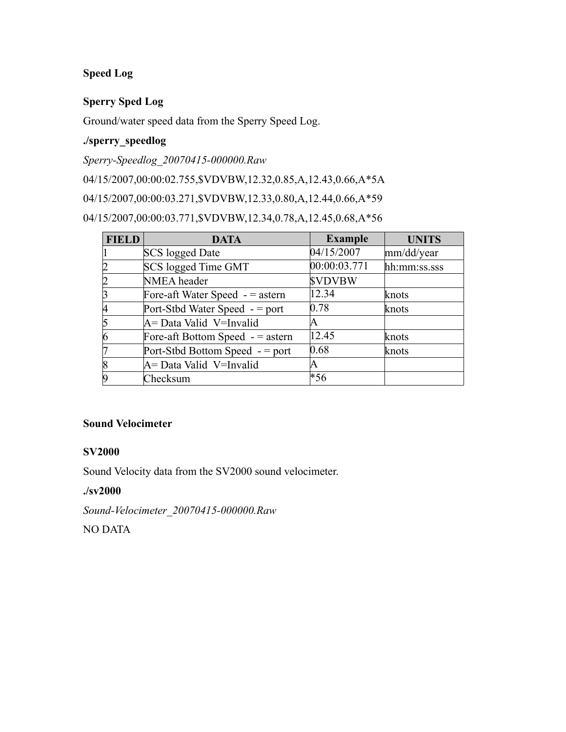**Speed Log**

**Sperry Sped Log**

Ground/water speed data from the Sperry Speed Log.

**./sperry_speedlog**

*Sperry-Speedlog_20070415-000000.Raw*

04/15/2007,00:00:02.755,$VDVBW,12.32,0.85,A,12.43,0.66,A*5A

04/15/2007,00:00:03.271,$VDVBW,12.33,0.80,A,12.44,0.66,A*59

04/15/2007,00:00:03.771,$VDVBW,12.34,0.78,A,12.45,0.68,A*56

| FIELD | DATA | Example | UNITS |
|---|---|---|---|
| 1 | SCS logged Date | 04/15/2007 | mm/dd/year |
| 2 | SCS logged Time GMT | 00:00:03.771 | hh:mm:ss.sss |
| 2 | NMEA header | $VDVBW | |
| 3 | Fore-aft Water Speed - = astern | 12.34 | knots |
| 4 | Port-Stbd Water Speed - = port | 0.78 | knots |
| 5 | A= Data Valid V=Invalid | A | |
| 6 | Fore-aft Bottom Speed - = astern | 12.45 | knots |
| 7 | Port-Stbd Bottom Speed - = port | 0.68 | knots |
| 8 | A= Data Valid V=Invalid | A | |
| 9 | Checksum | *56 | |

**Sound Velocimeter**

**SV2000**

Sound Velocity data from the SV2000 sound velocimeter.

**./sv2000**

*Sound-Velocimeter_20070415-000000.Raw*

NO DATA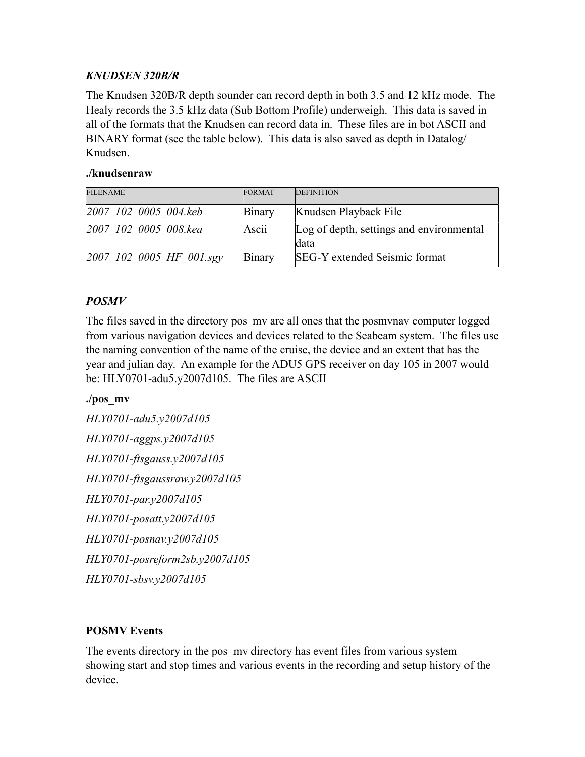### *KNUDSEN 320B/R*

The Knudsen 320B/R depth sounder can record depth in both 3.5 and 12 kHz mode. The Healy records the 3.5 kHz data (Sub Bottom Profile) underweigh. This data is saved in all of the formats that the Knudsen can record data in. These files are in bot ASCII and BINARY format (see the table below). This data is also saved as depth in Datalog/Knudsen.

**./knudsenraw**

| FILENAME | FORMAT | DEFINITION |
|---|---|---|
| *2007_102_0005_004.keb* | Binary | Knudsen Playback File |
| *2007_102_0005_008.kea* | Ascii | Log of depth, settings and environmental data |
| *2007_102_0005_HF_001.sgy* | Binary | SEG-Y extended Seismic format |

### *POSMV*

The files saved in the directory pos_mv are all ones that the posmvnav computer logged from various navigation devices and devices related to the Seabeam system. The files use the naming convention of the name of the cruise, the device and an extent that has the year and julian day. An example for the ADU5 GPS receiver on day 105 in 2007 would be: HLY0701-adu5.y2007d105. The files are ASCII

**./pos_mv**

*HLY0701-adu5.y2007d105*

*HLY0701-aggps.y2007d105*

*HLY0701-ftsgauss.y2007d105*

*HLY0701-ftsgaussraw.y2007d105*

*HLY0701-par.y2007d105*

*HLY0701-posatt.y2007d105*

*HLY0701-posnav.y2007d105*

*HLY0701-posreform2sb.y2007d105*

*HLY0701-sbsv.y2007d105*

### POSMV Events

The events directory in the pos_mv directory has event files from various system showing start and stop times and various events in the recording and setup history of the device.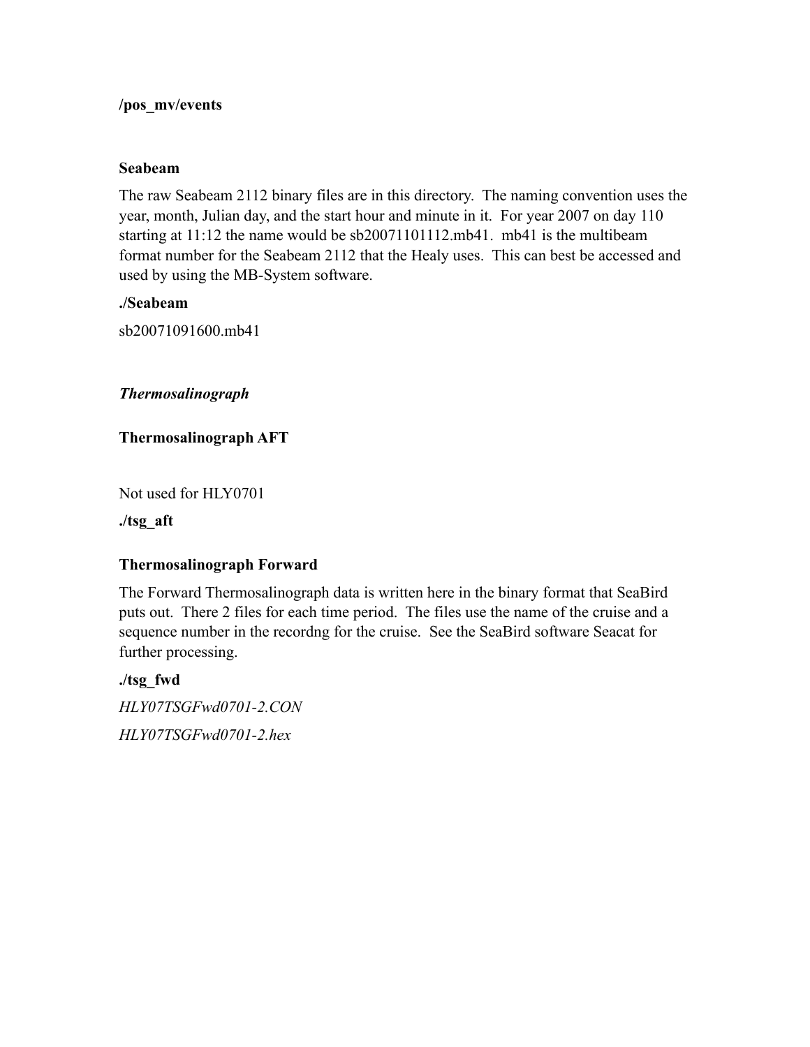**/pos_mv/events**

**Seabeam**

The raw Seabeam 2112 binary files are in this directory. The naming convention uses the year, month, Julian day, and the start hour and minute in it. For year 2007 on day 110 starting at 11:12 the name would be sb20071101112.mb41. mb41 is the multibeam format number for the Seabeam 2112 that the Healy uses. This can best be accessed and used by using the MB-System software.

**./Seabeam**

sb20071091600.mb41

***Thermosalinograph***

**Thermosalinograph AFT**

Not used for HLY0701

**./tsg_aft**

**Thermosalinograph Forward**

The Forward Thermosalinograph data is written here in the binary format that SeaBird puts out. There 2 files for each time period. The files use the name of the cruise and a sequence number in the recordng for the cruise. See the SeaBird software Seacat for further processing.

**./tsg_fwd**

*HLY07TSGFwd0701-2.CON*

*HLY07TSGFwd0701-2.hex*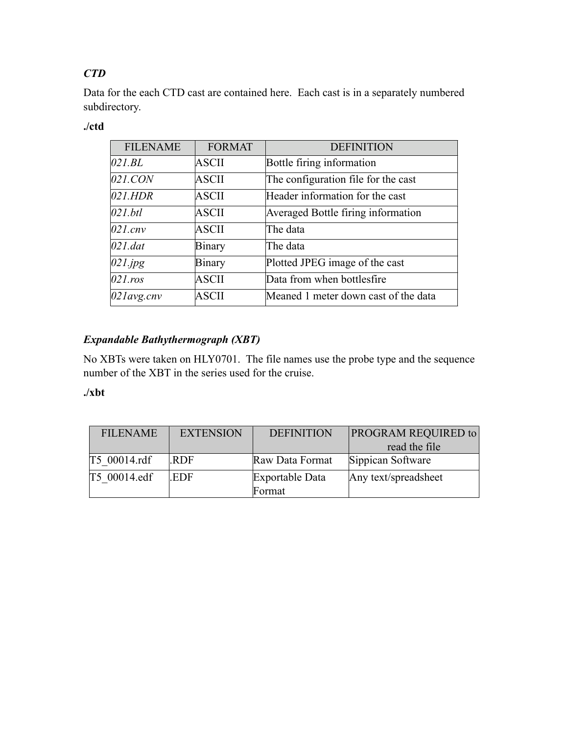### *CTD*

Data for the each CTD cast are contained here. Each cast is in a separately numbered subdirectory.

**./ctd**

| FILENAME | FORMAT | DEFINITION |
|---|---|---|
| *021.BL* | ASCII | Bottle firing information |
| *021.CON* | ASCII | The configuration file for the cast |
| *021.HDR* | ASCII | Header information for the cast |
| *021.btl* | ASCII | Averaged Bottle firing information |
| *021.cnv* | ASCII | The data |
| *021.dat* | Binary | The data |
| *021.jpg* | Binary | Plotted JPEG image of the cast |
| *021.ros* | ASCII | Data from when bottlesfire |
| *021avg.cnv* | ASCII | Meaned 1 meter down cast of the data |

### *Expandable Bathythermograph (XBT)*

No XBTs were taken on HLY0701. The file names use the probe type and the sequence number of the XBT in the series used for the cruise.

**./xbt**

| FILENAME | EXTENSION | DEFINITION | PROGRAM REQUIRED to read the file |
|---|---|---|---|
| T5_00014.rdf | .RDF | Raw Data Format | Sippican Software |
| T5_00014.edf | .EDF | Exportable Data Format | Any text/spreadsheet |